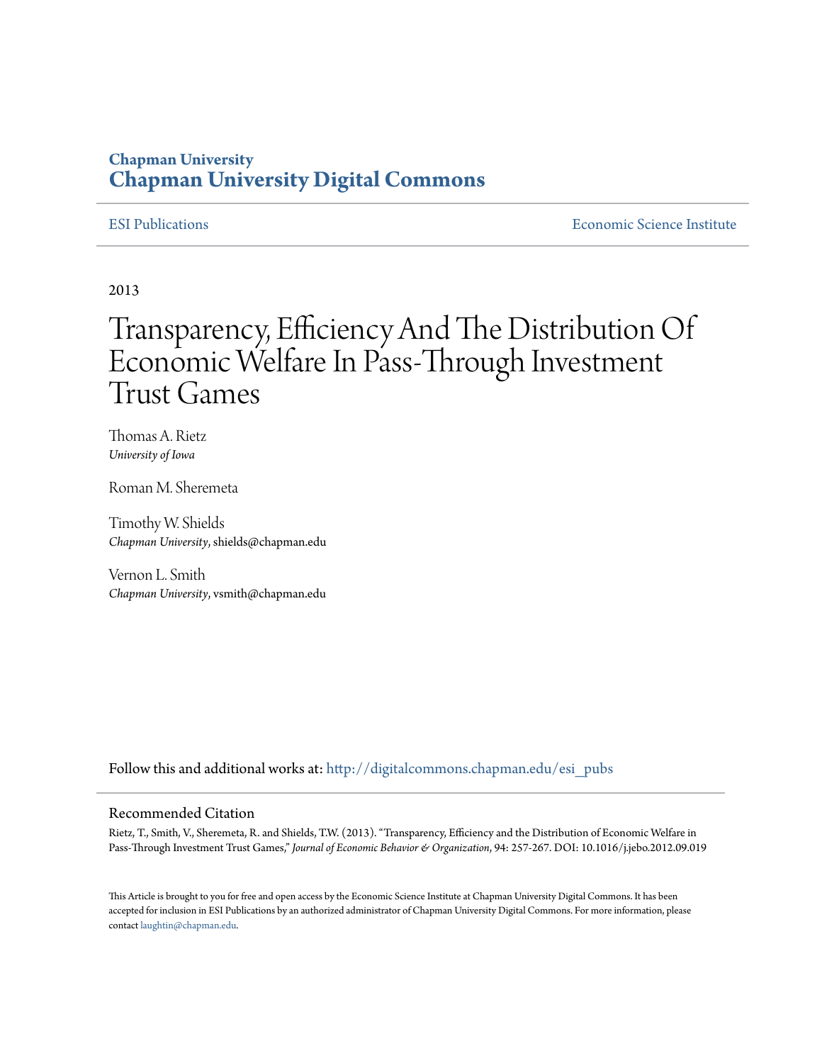**Chapman University**
**Chapman University Digital Commons**

ESI Publications | Economic Science Institute

2013

# Transparency, Efficiency And The Distribution Of Economic Welfare In Pass-Through Investment Trust Games

Thomas A. Rietz
*University of Iowa*

Roman M. Sheremeta

Timothy W. Shields
*Chapman University*, shields@chapman.edu

Vernon L. Smith
*Chapman University*, vsmith@chapman.edu

Follow this and additional works at: http://digitalcommons.chapman.edu/esi_pubs

## Recommended Citation

Rietz, T., Smith, V., Sheremeta, R. and Shields, T.W. (2013). "Transparency, Efficiency and the Distribution of Economic Welfare in Pass-Through Investment Trust Games," *Journal of Economic Behavior & Organization*, 94: 257-267. DOI: 10.1016/j.jebo.2012.09.019

This Article is brought to you for free and open access by the Economic Science Institute at Chapman University Digital Commons. It has been accepted for inclusion in ESI Publications by an authorized administrator of Chapman University Digital Commons. For more information, please contact laughtin@chapman.edu.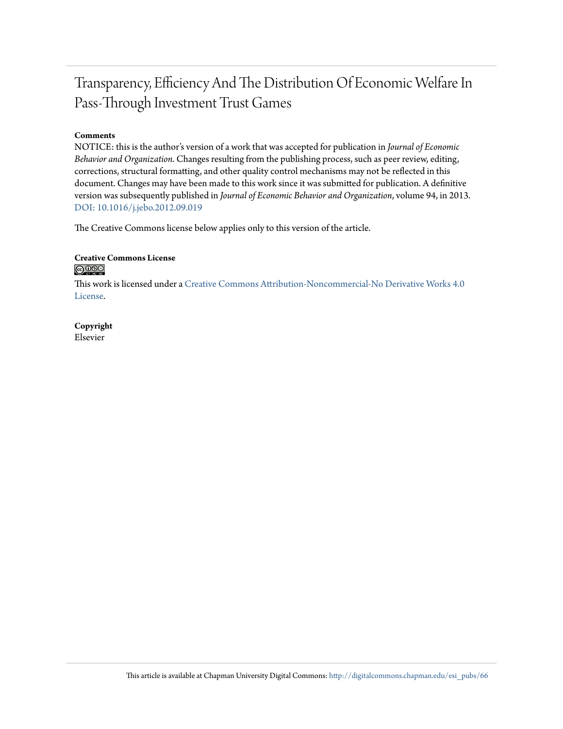# Transparency, Efficiency And The Distribution Of Economic Welfare In Pass-Through Investment Trust Games

**Comments**

NOTICE: this is the author's version of a work that was accepted for publication in *Journal of Economic Behavior and Organization*. Changes resulting from the publishing process, such as peer review, editing, corrections, structural formatting, and other quality control mechanisms may not be reflected in this document. Changes may have been made to this work since it was submitted for publication. A definitive version was subsequently published in *Journal of Economic Behavior and Organization*, volume 94, in 2013. DOI: 10.1016/j.jebo.2012.09.019

The Creative Commons license below applies only to this version of the article.

**Creative Commons License**

This work is licensed under a Creative Commons Attribution-Noncommercial-No Derivative Works 4.0 License.

**Copyright**

Elsevier

This article is available at Chapman University Digital Commons: http://digitalcommons.chapman.edu/esi_pubs/66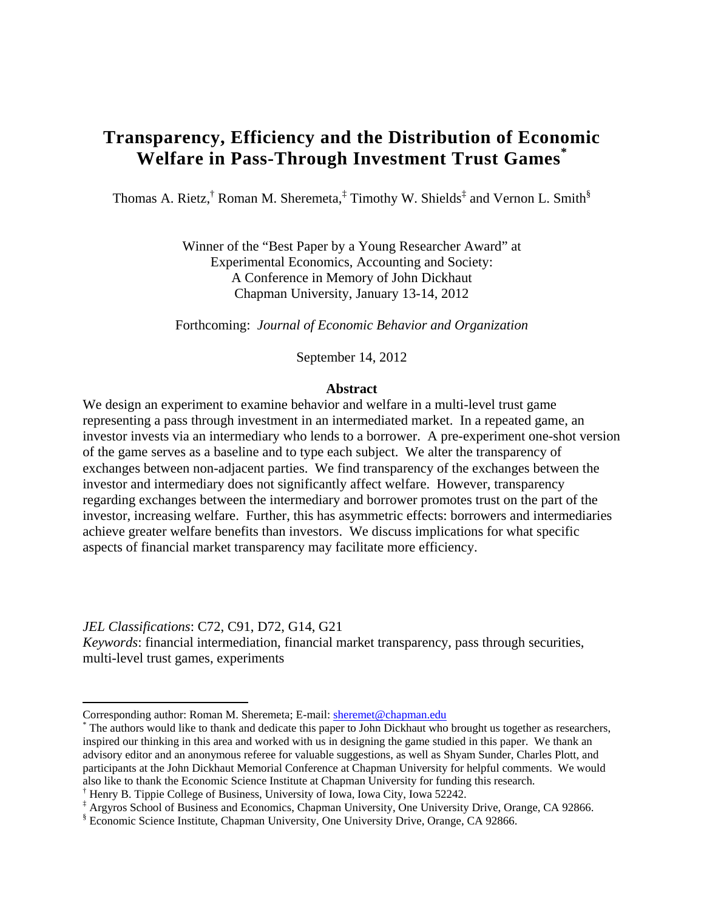# Transparency, Efficiency and the Distribution of Economic Welfare in Pass-Through Investment Trust Games[*]

Thomas A. Rietz,[†] Roman M. Sheremeta,[‡] Timothy W. Shields[‡] and Vernon L. Smith[§]

Winner of the "Best Paper by a Young Researcher Award" at
Experimental Economics, Accounting and Society:
A Conference in Memory of John Dickhaut
Chapman University, January 13-14, 2012

Forthcoming: *Journal of Economic Behavior and Organization*

September 14, 2012

**Abstract**

We design an experiment to examine behavior and welfare in a multi-level trust game representing a pass through investment in an intermediated market. In a repeated game, an investor invests via an intermediary who lends to a borrower. A pre-experiment one-shot version of the game serves as a baseline and to type each subject. We alter the transparency of exchanges between non-adjacent parties. We find transparency of the exchanges between the investor and intermediary does not significantly affect welfare. However, transparency regarding exchanges between the intermediary and borrower promotes trust on the part of the investor, increasing welfare. Further, this has asymmetric effects: borrowers and intermediaries achieve greater welfare benefits than investors. We discuss implications for what specific aspects of financial market transparency may facilitate more efficiency.

*JEL Classifications*: C72, C91, D72, G14, G21
*Keywords*: financial intermediation, financial market transparency, pass through securities, multi-level trust games, experiments

---

Corresponding author: Roman M. Sheremeta; E-mail: sheremet@chapman.edu

[*] The authors would like to thank and dedicate this paper to John Dickhaut who brought us together as researchers, inspired our thinking in this area and worked with us in designing the game studied in this paper. We thank an advisory editor and an anonymous referee for valuable suggestions, as well as Shyam Sunder, Charles Plott, and participants at the John Dickhaut Memorial Conference at Chapman University for helpful comments. We would also like to thank the Economic Science Institute at Chapman University for funding this research.

[†] Henry B. Tippie College of Business, University of Iowa, Iowa City, Iowa 52242.

[‡] Argyros School of Business and Economics, Chapman University, One University Drive, Orange, CA 92866.

[§] Economic Science Institute, Chapman University, One University Drive, Orange, CA 92866.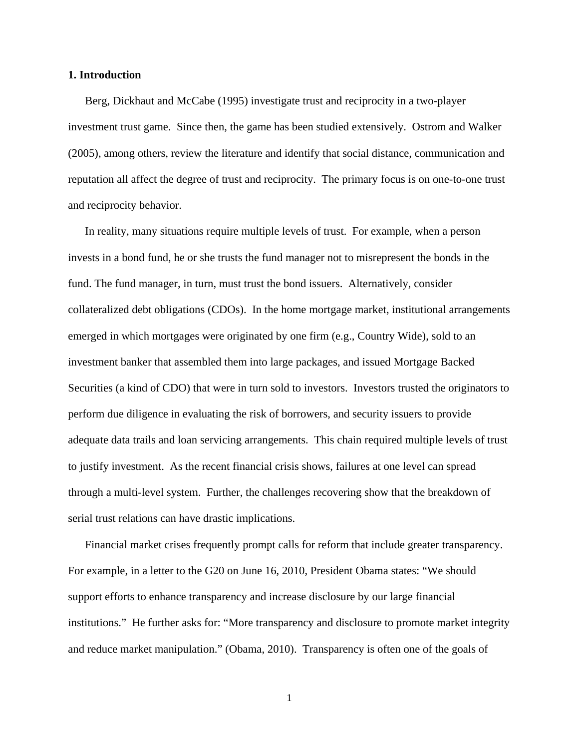## 1. Introduction

Berg, Dickhaut and McCabe (1995) investigate trust and reciprocity in a two-player investment trust game. Since then, the game has been studied extensively. Ostrom and Walker (2005), among others, review the literature and identify that social distance, communication and reputation all affect the degree of trust and reciprocity. The primary focus is on one-to-one trust and reciprocity behavior.

In reality, many situations require multiple levels of trust. For example, when a person invests in a bond fund, he or she trusts the fund manager not to misrepresent the bonds in the fund. The fund manager, in turn, must trust the bond issuers. Alternatively, consider collateralized debt obligations (CDOs). In the home mortgage market, institutional arrangements emerged in which mortgages were originated by one firm (e.g., Country Wide), sold to an investment banker that assembled them into large packages, and issued Mortgage Backed Securities (a kind of CDO) that were in turn sold to investors. Investors trusted the originators to perform due diligence in evaluating the risk of borrowers, and security issuers to provide adequate data trails and loan servicing arrangements. This chain required multiple levels of trust to justify investment. As the recent financial crisis shows, failures at one level can spread through a multi-level system. Further, the challenges recovering show that the breakdown of serial trust relations can have drastic implications.

Financial market crises frequently prompt calls for reform that include greater transparency. For example, in a letter to the G20 on June 16, 2010, President Obama states: "We should support efforts to enhance transparency and increase disclosure by our large financial institutions." He further asks for: "More transparency and disclosure to promote market integrity and reduce market manipulation." (Obama, 2010). Transparency is often one of the goals of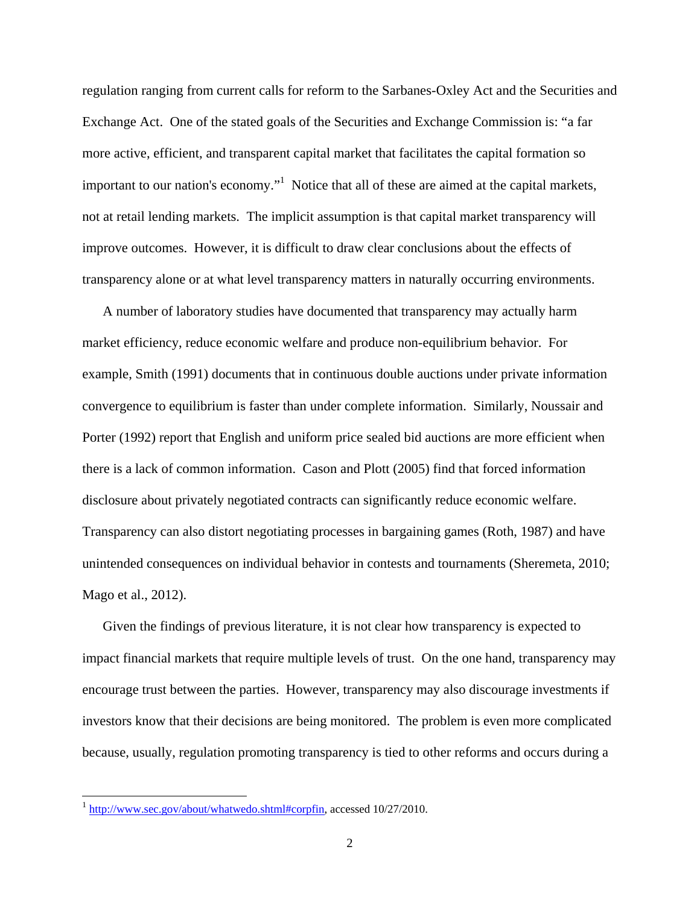regulation ranging from current calls for reform to the Sarbanes-Oxley Act and the Securities and Exchange Act. One of the stated goals of the Securities and Exchange Commission is: "a far more active, efficient, and transparent capital market that facilitates the capital formation so important to our nation's economy."[1] Notice that all of these are aimed at the capital markets, not at retail lending markets. The implicit assumption is that capital market transparency will improve outcomes. However, it is difficult to draw clear conclusions about the effects of transparency alone or at what level transparency matters in naturally occurring environments.

A number of laboratory studies have documented that transparency may actually harm market efficiency, reduce economic welfare and produce non-equilibrium behavior. For example, Smith (1991) documents that in continuous double auctions under private information convergence to equilibrium is faster than under complete information. Similarly, Noussair and Porter (1992) report that English and uniform price sealed bid auctions are more efficient when there is a lack of common information. Cason and Plott (2005) find that forced information disclosure about privately negotiated contracts can significantly reduce economic welfare. Transparency can also distort negotiating processes in bargaining games (Roth, 1987) and have unintended consequences on individual behavior in contests and tournaments (Sheremeta, 2010; Mago et al., 2012).

Given the findings of previous literature, it is not clear how transparency is expected to impact financial markets that require multiple levels of trust. On the one hand, transparency may encourage trust between the parties. However, transparency may also discourage investments if investors know that their decisions are being monitored. The problem is even more complicated because, usually, regulation promoting transparency is tied to other reforms and occurs during a

[1] http://www.sec.gov/about/whatwedo.shtml#corpfin, accessed 10/27/2010.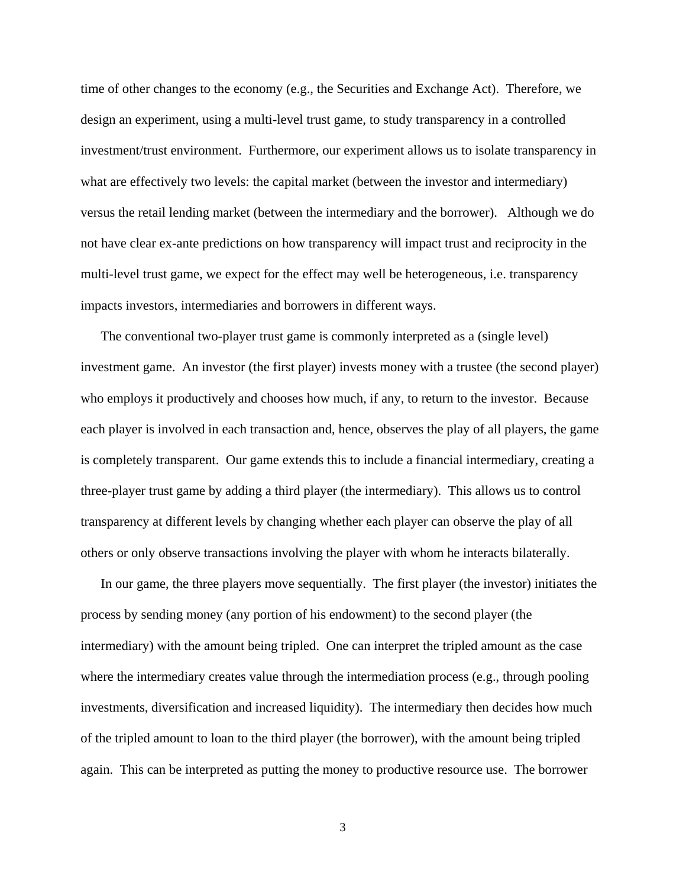time of other changes to the economy (e.g., the Securities and Exchange Act). Therefore, we design an experiment, using a multi-level trust game, to study transparency in a controlled investment/trust environment. Furthermore, our experiment allows us to isolate transparency in what are effectively two levels: the capital market (between the investor and intermediary) versus the retail lending market (between the intermediary and the borrower). Although we do not have clear ex-ante predictions on how transparency will impact trust and reciprocity in the multi-level trust game, we expect for the effect may well be heterogeneous, i.e. transparency impacts investors, intermediaries and borrowers in different ways.

The conventional two-player trust game is commonly interpreted as a (single level) investment game. An investor (the first player) invests money with a trustee (the second player) who employs it productively and chooses how much, if any, to return to the investor. Because each player is involved in each transaction and, hence, observes the play of all players, the game is completely transparent. Our game extends this to include a financial intermediary, creating a three-player trust game by adding a third player (the intermediary). This allows us to control transparency at different levels by changing whether each player can observe the play of all others or only observe transactions involving the player with whom he interacts bilaterally.

In our game, the three players move sequentially. The first player (the investor) initiates the process by sending money (any portion of his endowment) to the second player (the intermediary) with the amount being tripled. One can interpret the tripled amount as the case where the intermediary creates value through the intermediation process (e.g., through pooling investments, diversification and increased liquidity). The intermediary then decides how much of the tripled amount to loan to the third player (the borrower), with the amount being tripled again. This can be interpreted as putting the money to productive resource use. The borrower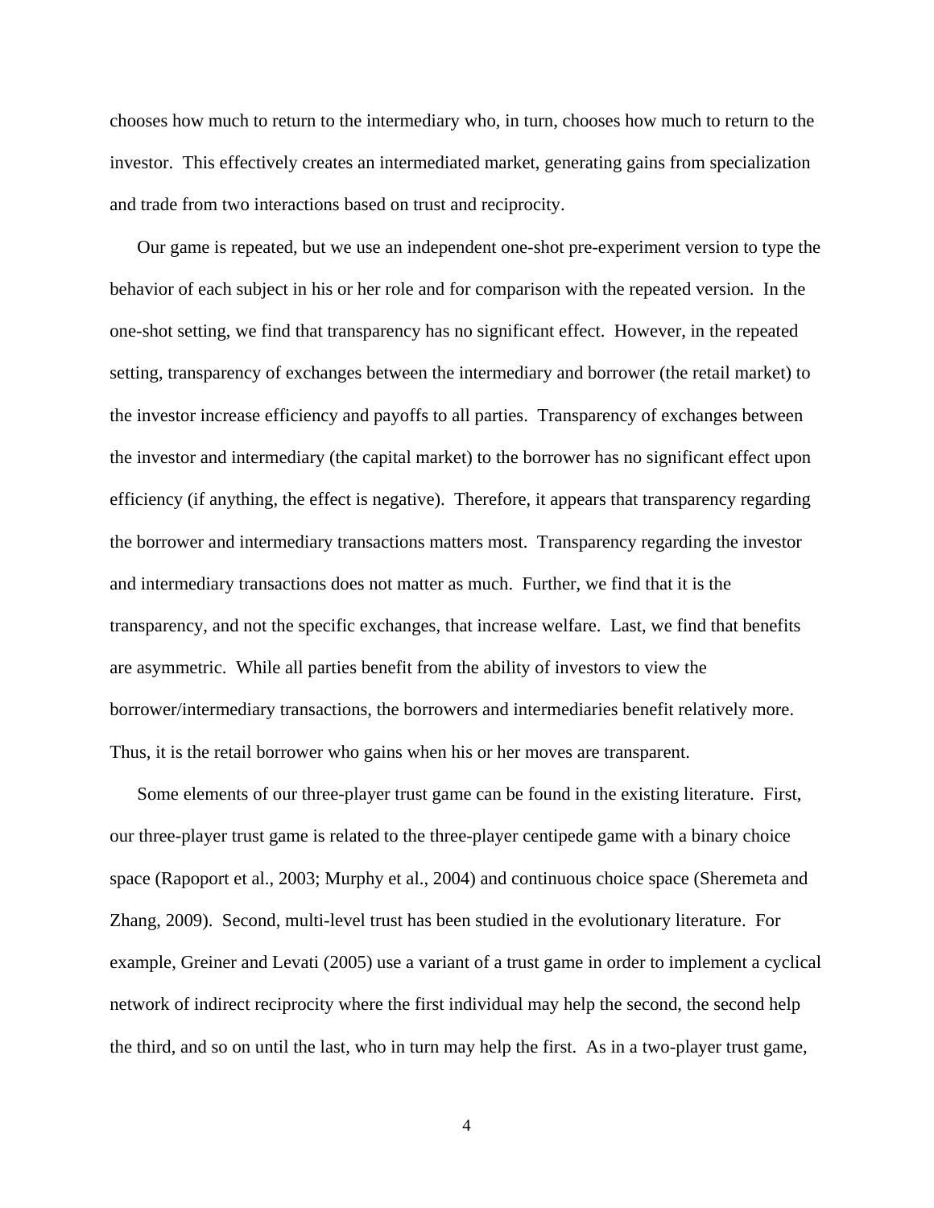chooses how much to return to the intermediary who, in turn, chooses how much to return to the investor. This effectively creates an intermediated market, generating gains from specialization and trade from two interactions based on trust and reciprocity.

Our game is repeated, but we use an independent one-shot pre-experiment version to type the behavior of each subject in his or her role and for comparison with the repeated version. In the one-shot setting, we find that transparency has no significant effect. However, in the repeated setting, transparency of exchanges between the intermediary and borrower (the retail market) to the investor increase efficiency and payoffs to all parties. Transparency of exchanges between the investor and intermediary (the capital market) to the borrower has no significant effect upon efficiency (if anything, the effect is negative). Therefore, it appears that transparency regarding the borrower and intermediary transactions matters most. Transparency regarding the investor and intermediary transactions does not matter as much. Further, we find that it is the transparency, and not the specific exchanges, that increase welfare. Last, we find that benefits are asymmetric. While all parties benefit from the ability of investors to view the borrower/intermediary transactions, the borrowers and intermediaries benefit relatively more. Thus, it is the retail borrower who gains when his or her moves are transparent.

Some elements of our three-player trust game can be found in the existing literature. First, our three-player trust game is related to the three-player centipede game with a binary choice space (Rapoport et al., 2003; Murphy et al., 2004) and continuous choice space (Sheremeta and Zhang, 2009). Second, multi-level trust has been studied in the evolutionary literature. For example, Greiner and Levati (2005) use a variant of a trust game in order to implement a cyclical network of indirect reciprocity where the first individual may help the second, the second help the third, and so on until the last, who in turn may help the first. As in a two-player trust game,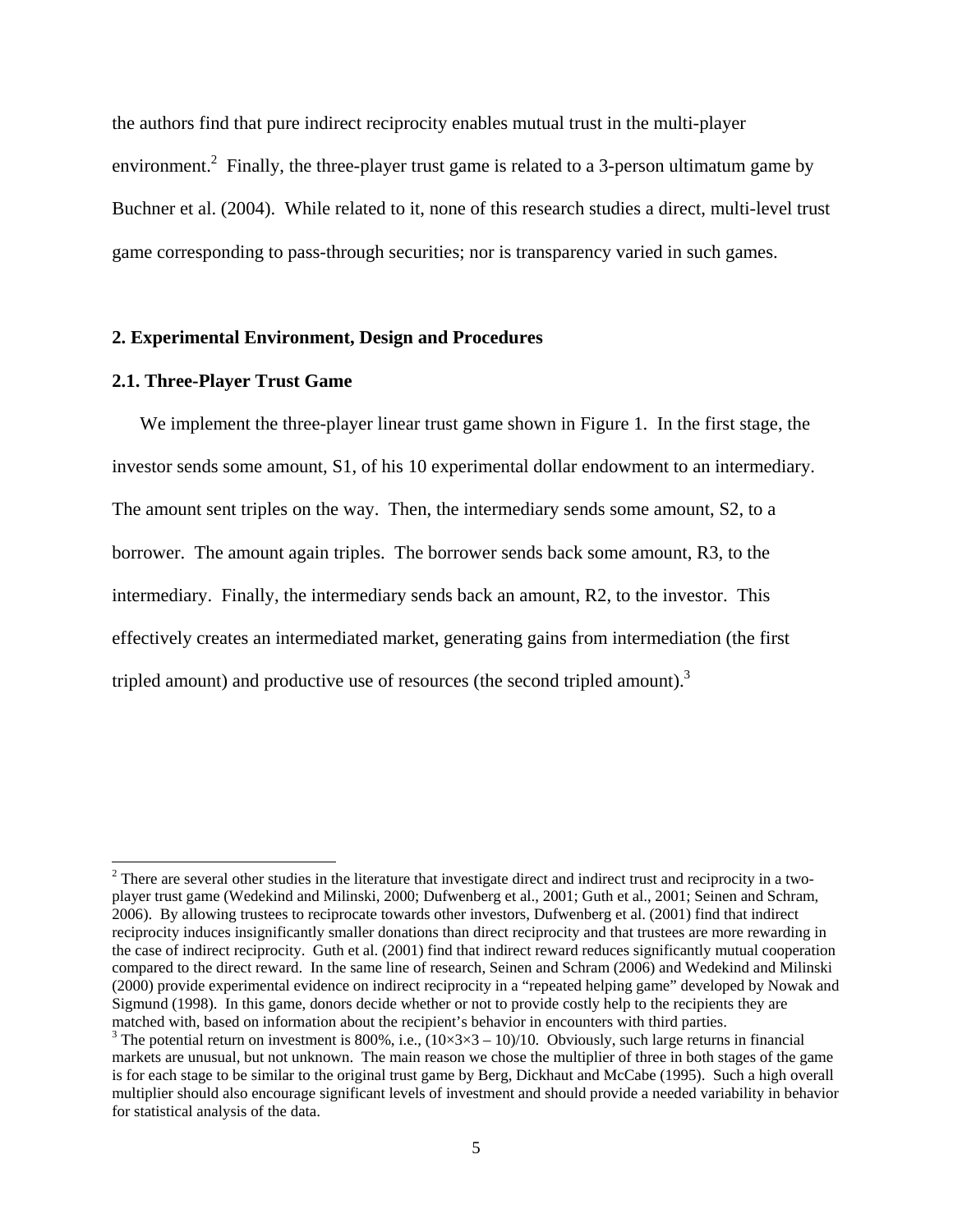the authors find that pure indirect reciprocity enables mutual trust in the multi-player environment.[2] Finally, the three-player trust game is related to a 3-person ultimatum game by Buchner et al. (2004). While related to it, none of this research studies a direct, multi-level trust game corresponding to pass-through securities; nor is transparency varied in such games.

## 2. Experimental Environment, Design and Procedures

### 2.1. Three-Player Trust Game

We implement the three-player linear trust game shown in Figure 1. In the first stage, the investor sends some amount, S1, of his 10 experimental dollar endowment to an intermediary. The amount sent triples on the way. Then, the intermediary sends some amount, S2, to a borrower. The amount again triples. The borrower sends back some amount, R3, to the intermediary. Finally, the intermediary sends back an amount, R2, to the investor. This effectively creates an intermediated market, generating gains from intermediation (the first tripled amount) and productive use of resources (the second tripled amount).[3]

---

[2] There are several other studies in the literature that investigate direct and indirect trust and reciprocity in a two-player trust game (Wedekind and Milinski, 2000; Dufwenberg et al., 2001; Guth et al., 2001; Seinen and Schram, 2006). By allowing trustees to reciprocate towards other investors, Dufwenberg et al. (2001) find that indirect reciprocity induces insignificantly smaller donations than direct reciprocity and that trustees are more rewarding in the case of indirect reciprocity. Guth et al. (2001) find that indirect reward reduces significantly mutual cooperation compared to the direct reward. In the same line of research, Seinen and Schram (2006) and Wedekind and Milinski (2000) provide experimental evidence on indirect reciprocity in a "repeated helping game" developed by Nowak and Sigmund (1998). In this game, donors decide whether or not to provide costly help to the recipients they are matched with, based on information about the recipient's behavior in encounters with third parties.

[3] The potential return on investment is 800%, i.e., $(10\times3\times3 - 10)/10$. Obviously, such large returns in financial markets are unusual, but not unknown. The main reason we chose the multiplier of three in both stages of the game is for each stage to be similar to the original trust game by Berg, Dickhaut and McCabe (1995). Such a high overall multiplier should also encourage significant levels of investment and should provide a needed variability in behavior for statistical analysis of the data.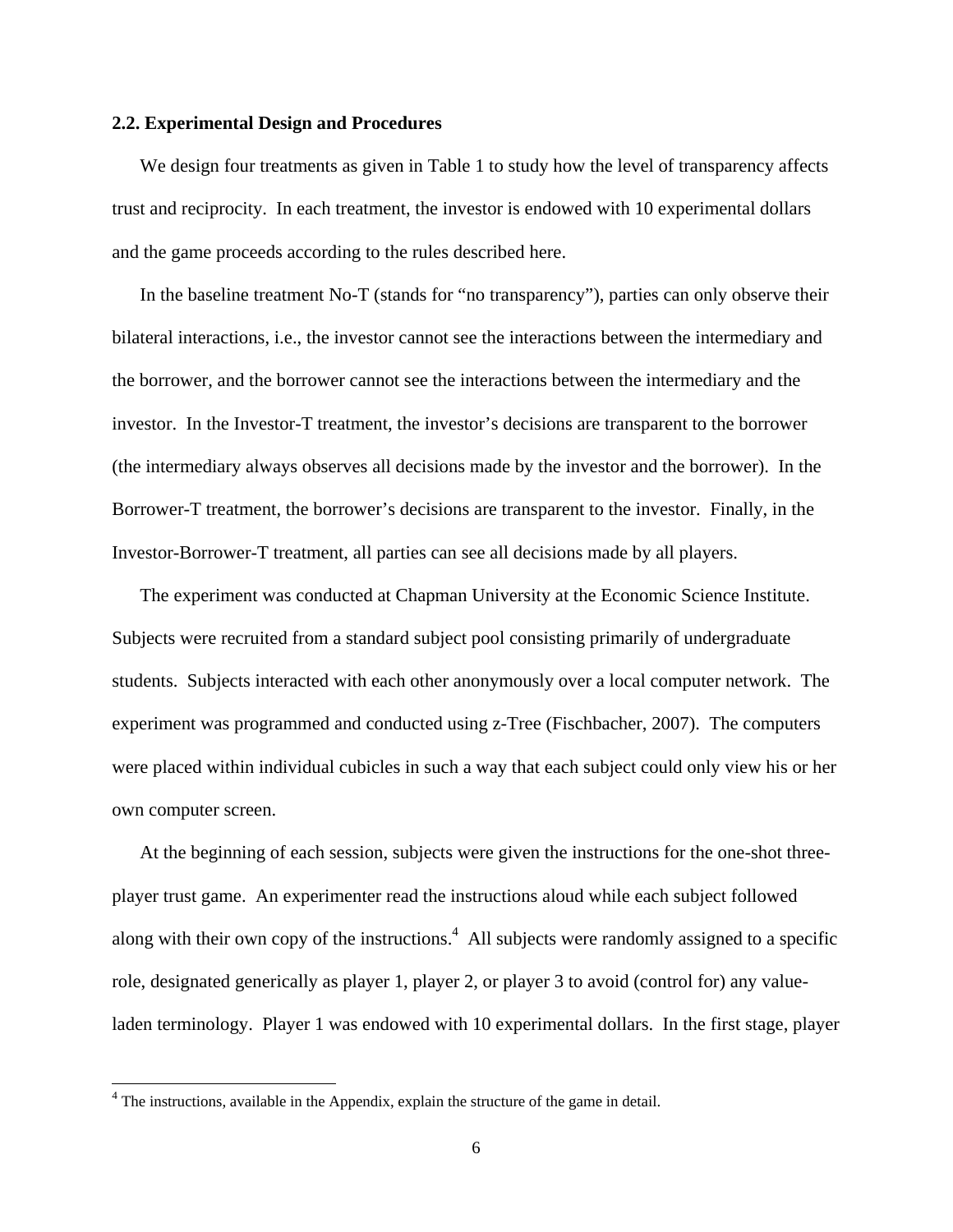### 2.2. Experimental Design and Procedures

We design four treatments as given in Table 1 to study how the level of transparency affects trust and reciprocity. In each treatment, the investor is endowed with 10 experimental dollars and the game proceeds according to the rules described here.

In the baseline treatment No-T (stands for "no transparency"), parties can only observe their bilateral interactions, i.e., the investor cannot see the interactions between the intermediary and the borrower, and the borrower cannot see the interactions between the intermediary and the investor. In the Investor-T treatment, the investor's decisions are transparent to the borrower (the intermediary always observes all decisions made by the investor and the borrower). In the Borrower-T treatment, the borrower's decisions are transparent to the investor. Finally, in the Investor-Borrower-T treatment, all parties can see all decisions made by all players.

The experiment was conducted at Chapman University at the Economic Science Institute. Subjects were recruited from a standard subject pool consisting primarily of undergraduate students. Subjects interacted with each other anonymously over a local computer network. The experiment was programmed and conducted using z-Tree (Fischbacher, 2007). The computers were placed within individual cubicles in such a way that each subject could only view his or her own computer screen.

At the beginning of each session, subjects were given the instructions for the one-shot three-player trust game. An experimenter read the instructions aloud while each subject followed along with their own copy of the instructions.[4] All subjects were randomly assigned to a specific role, designated generically as player 1, player 2, or player 3 to avoid (control for) any value-laden terminology. Player 1 was endowed with 10 experimental dollars. In the first stage, player

[4] The instructions, available in the Appendix, explain the structure of the game in detail.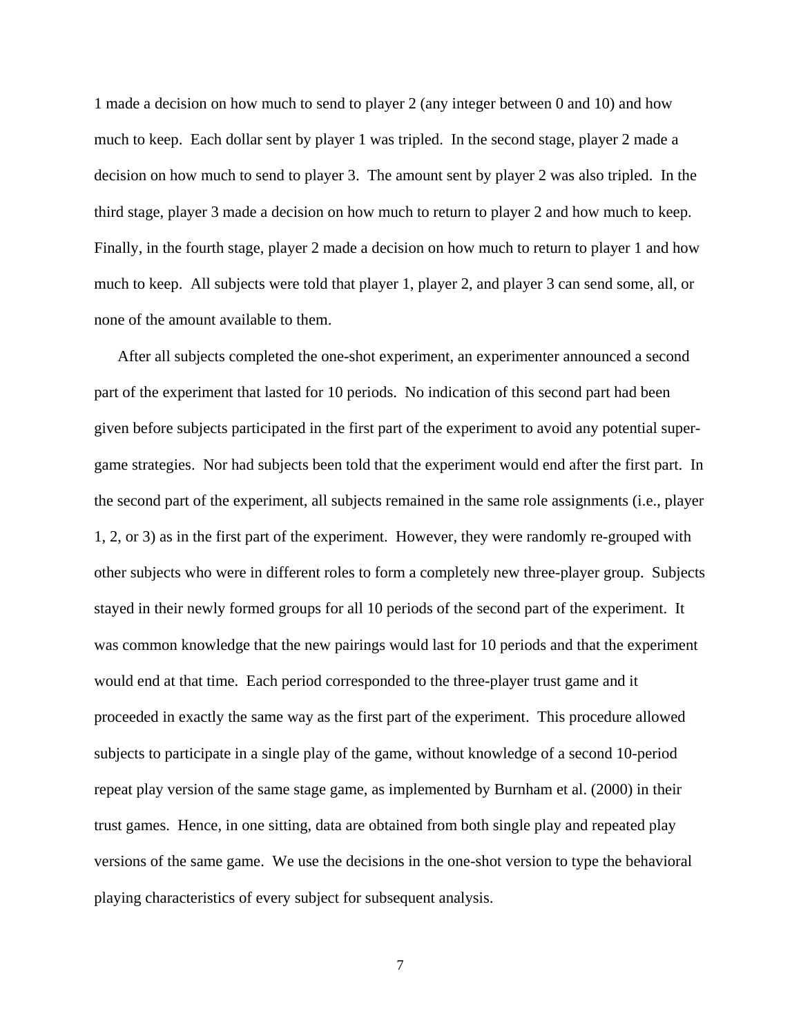1 made a decision on how much to send to player 2 (any integer between 0 and 10) and how much to keep. Each dollar sent by player 1 was tripled. In the second stage, player 2 made a decision on how much to send to player 3. The amount sent by player 2 was also tripled. In the third stage, player 3 made a decision on how much to return to player 2 and how much to keep. Finally, in the fourth stage, player 2 made a decision on how much to return to player 1 and how much to keep. All subjects were told that player 1, player 2, and player 3 can send some, all, or none of the amount available to them.

After all subjects completed the one-shot experiment, an experimenter announced a second part of the experiment that lasted for 10 periods. No indication of this second part had been given before subjects participated in the first part of the experiment to avoid any potential super-game strategies. Nor had subjects been told that the experiment would end after the first part. In the second part of the experiment, all subjects remained in the same role assignments (i.e., player 1, 2, or 3) as in the first part of the experiment. However, they were randomly re-grouped with other subjects who were in different roles to form a completely new three-player group. Subjects stayed in their newly formed groups for all 10 periods of the second part of the experiment. It was common knowledge that the new pairings would last for 10 periods and that the experiment would end at that time. Each period corresponded to the three-player trust game and it proceeded in exactly the same way as the first part of the experiment. This procedure allowed subjects to participate in a single play of the game, without knowledge of a second 10-period repeat play version of the same stage game, as implemented by Burnham et al. (2000) in their trust games. Hence, in one sitting, data are obtained from both single play and repeated play versions of the same game. We use the decisions in the one-shot version to type the behavioral playing characteristics of every subject for subsequent analysis.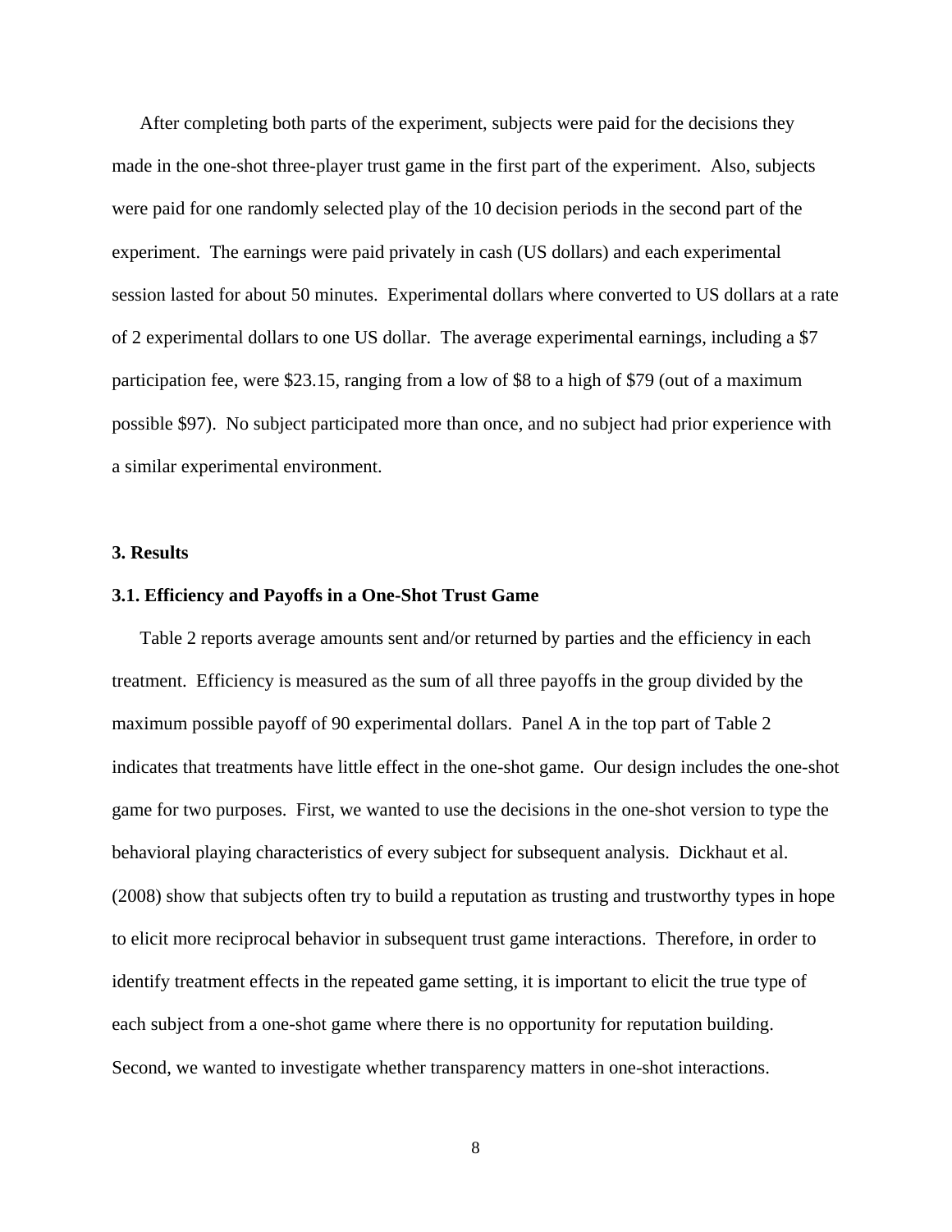After completing both parts of the experiment, subjects were paid for the decisions they made in the one-shot three-player trust game in the first part of the experiment. Also, subjects were paid for one randomly selected play of the 10 decision periods in the second part of the experiment. The earnings were paid privately in cash (US dollars) and each experimental session lasted for about 50 minutes. Experimental dollars where converted to US dollars at a rate of 2 experimental dollars to one US dollar. The average experimental earnings, including a $7 participation fee, were $23.15, ranging from a low of $8 to a high of $79 (out of a maximum possible $97). No subject participated more than once, and no subject had prior experience with a similar experimental environment.

## 3. Results

### 3.1. Efficiency and Payoffs in a One-Shot Trust Game

Table 2 reports average amounts sent and/or returned by parties and the efficiency in each treatment. Efficiency is measured as the sum of all three payoffs in the group divided by the maximum possible payoff of 90 experimental dollars. Panel A in the top part of Table 2 indicates that treatments have little effect in the one-shot game. Our design includes the one-shot game for two purposes. First, we wanted to use the decisions in the one-shot version to type the behavioral playing characteristics of every subject for subsequent analysis. Dickhaut et al. (2008) show that subjects often try to build a reputation as trusting and trustworthy types in hope to elicit more reciprocal behavior in subsequent trust game interactions. Therefore, in order to identify treatment effects in the repeated game setting, it is important to elicit the true type of each subject from a one-shot game where there is no opportunity for reputation building. Second, we wanted to investigate whether transparency matters in one-shot interactions.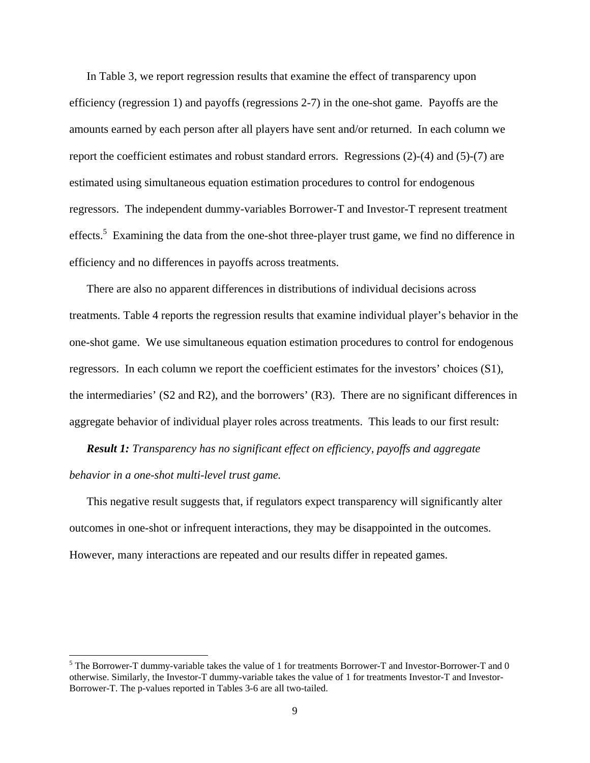In Table 3, we report regression results that examine the effect of transparency upon efficiency (regression 1) and payoffs (regressions 2-7) in the one-shot game. Payoffs are the amounts earned by each person after all players have sent and/or returned. In each column we report the coefficient estimates and robust standard errors. Regressions (2)-(4) and (5)-(7) are estimated using simultaneous equation estimation procedures to control for endogenous regressors. The independent dummy-variables Borrower-T and Investor-T represent treatment effects.[5] Examining the data from the one-shot three-player trust game, we find no difference in efficiency and no differences in payoffs across treatments.

There are also no apparent differences in distributions of individual decisions across treatments. Table 4 reports the regression results that examine individual player's behavior in the one-shot game. We use simultaneous equation estimation procedures to control for endogenous regressors. In each column we report the coefficient estimates for the investors' choices (S1), the intermediaries' (S2 and R2), and the borrowers' (R3). There are no significant differences in aggregate behavior of individual player roles across treatments. This leads to our first result:

***Result 1:*** *Transparency has no significant effect on efficiency, payoffs and aggregate behavior in a one-shot multi-level trust game.*

This negative result suggests that, if regulators expect transparency will significantly alter outcomes in one-shot or infrequent interactions, they may be disappointed in the outcomes. However, many interactions are repeated and our results differ in repeated games.

---

[5] The Borrower-T dummy-variable takes the value of 1 for treatments Borrower-T and Investor-Borrower-T and 0 otherwise. Similarly, the Investor-T dummy-variable takes the value of 1 for treatments Investor-T and Investor-Borrower-T. The p-values reported in Tables 3-6 are all two-tailed.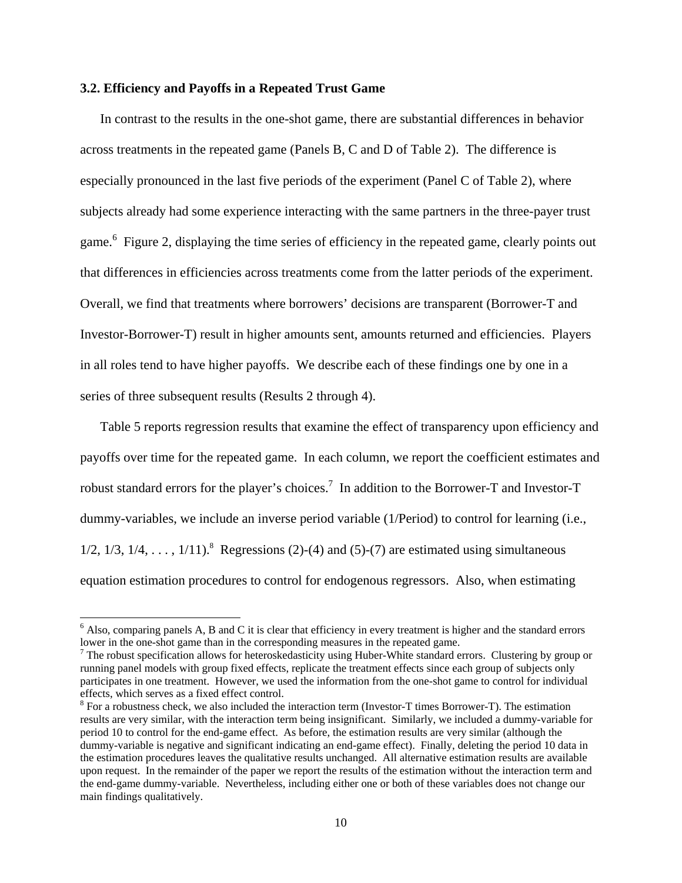### 3.2. Efficiency and Payoffs in a Repeated Trust Game

In contrast to the results in the one-shot game, there are substantial differences in behavior across treatments in the repeated game (Panels B, C and D of Table 2). The difference is especially pronounced in the last five periods of the experiment (Panel C of Table 2), where subjects already had some experience interacting with the same partners in the three-payer trust game.[6] Figure 2, displaying the time series of efficiency in the repeated game, clearly points out that differences in efficiencies across treatments come from the latter periods of the experiment. Overall, we find that treatments where borrowers' decisions are transparent (Borrower-T and Investor-Borrower-T) result in higher amounts sent, amounts returned and efficiencies. Players in all roles tend to have higher payoffs. We describe each of these findings one by one in a series of three subsequent results (Results 2 through 4).

Table 5 reports regression results that examine the effect of transparency upon efficiency and payoffs over time for the repeated game. In each column, we report the coefficient estimates and robust standard errors for the player's choices.[7] In addition to the Borrower-T and Investor-T dummy-variables, we include an inverse period variable (1/Period) to control for learning (i.e., 1/2, 1/3, 1/4, . . . , 1/11).[8] Regressions (2)-(4) and (5)-(7) are estimated using simultaneous equation estimation procedures to control for endogenous regressors. Also, when estimating

---

[6] Also, comparing panels A, B and C it is clear that efficiency in every treatment is higher and the standard errors lower in the one-shot game than in the corresponding measures in the repeated game.

[7] The robust specification allows for heteroskedasticity using Huber-White standard errors. Clustering by group or running panel models with group fixed effects, replicate the treatment effects since each group of subjects only participates in one treatment. However, we used the information from the one-shot game to control for individual effects, which serves as a fixed effect control.

[8] For a robustness check, we also included the interaction term (Investor-T times Borrower-T). The estimation results are very similar, with the interaction term being insignificant. Similarly, we included a dummy-variable for period 10 to control for the end-game effect. As before, the estimation results are very similar (although the dummy-variable is negative and significant indicating an end-game effect). Finally, deleting the period 10 data in the estimation procedures leaves the qualitative results unchanged. All alternative estimation results are available upon request. In the remainder of the paper we report the results of the estimation without the interaction term and the end-game dummy-variable. Nevertheless, including either one or both of these variables does not change our main findings qualitatively.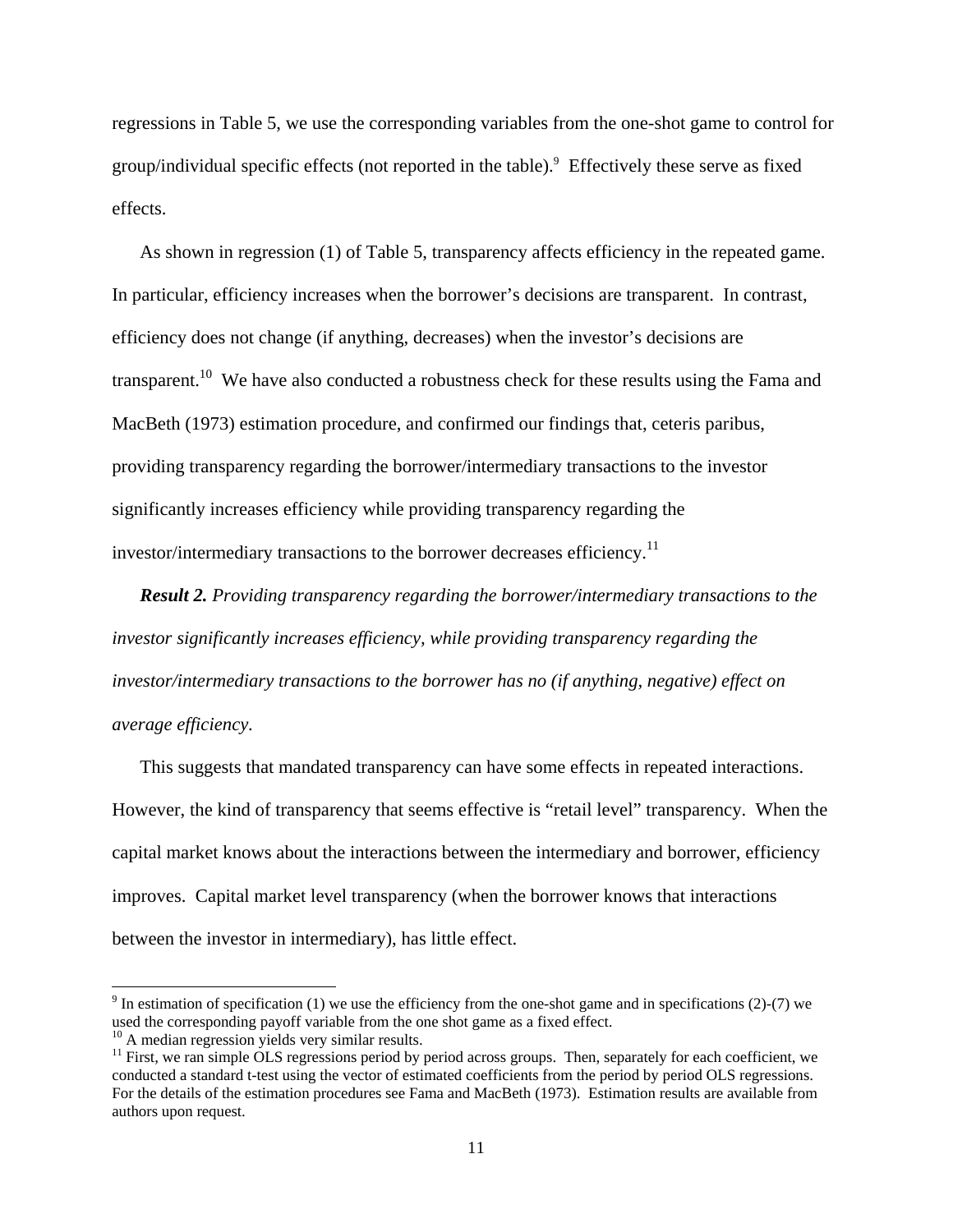regressions in Table 5, we use the corresponding variables from the one-shot game to control for group/individual specific effects (not reported in the table).[9] Effectively these serve as fixed effects.

As shown in regression (1) of Table 5, transparency affects efficiency in the repeated game. In particular, efficiency increases when the borrower's decisions are transparent. In contrast, efficiency does not change (if anything, decreases) when the investor's decisions are transparent.[10] We have also conducted a robustness check for these results using the Fama and MacBeth (1973) estimation procedure, and confirmed our findings that, ceteris paribus, providing transparency regarding the borrower/intermediary transactions to the investor significantly increases efficiency while providing transparency regarding the investor/intermediary transactions to the borrower decreases efficiency.[11]

***Result 2.*** *Providing transparency regarding the borrower/intermediary transactions to the investor significantly increases efficiency, while providing transparency regarding the investor/intermediary transactions to the borrower has no (if anything, negative) effect on average efficiency.*

This suggests that mandated transparency can have some effects in repeated interactions. However, the kind of transparency that seems effective is "retail level" transparency. When the capital market knows about the interactions between the intermediary and borrower, efficiency improves. Capital market level transparency (when the borrower knows that interactions between the investor in intermediary), has little effect.

---

[9] In estimation of specification (1) we use the efficiency from the one-shot game and in specifications (2)-(7) we used the corresponding payoff variable from the one shot game as a fixed effect.

[10] A median regression yields very similar results.

[11] First, we ran simple OLS regressions period by period across groups. Then, separately for each coefficient, we conducted a standard t-test using the vector of estimated coefficients from the period by period OLS regressions. For the details of the estimation procedures see Fama and MacBeth (1973). Estimation results are available from authors upon request.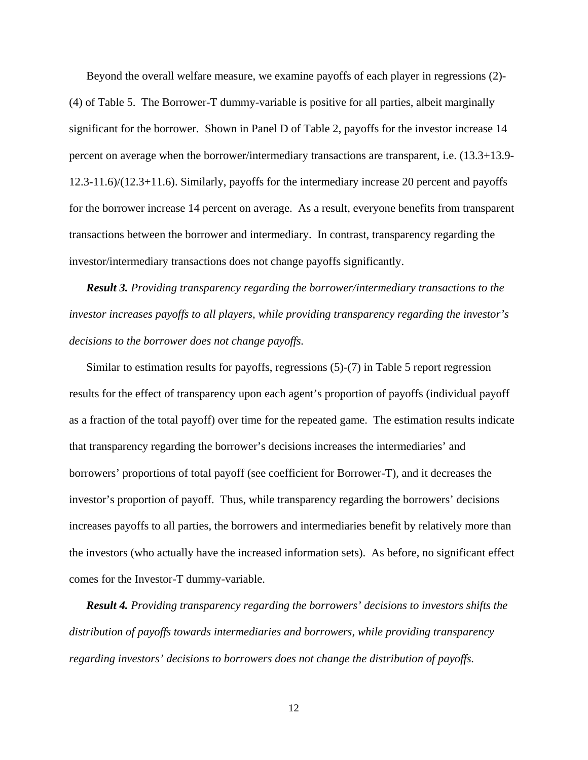Beyond the overall welfare measure, we examine payoffs of each player in regressions (2)-(4) of Table 5. The Borrower-T dummy-variable is positive for all parties, albeit marginally significant for the borrower. Shown in Panel D of Table 2, payoffs for the investor increase 14 percent on average when the borrower/intermediary transactions are transparent, i.e. (13.3+13.9-12.3-11.6)/(12.3+11.6). Similarly, payoffs for the intermediary increase 20 percent and payoffs for the borrower increase 14 percent on average. As a result, everyone benefits from transparent transactions between the borrower and intermediary. In contrast, transparency regarding the investor/intermediary transactions does not change payoffs significantly.

***Result 3.*** *Providing transparency regarding the borrower/intermediary transactions to the investor increases payoffs to all players, while providing transparency regarding the investor's decisions to the borrower does not change payoffs.*

Similar to estimation results for payoffs, regressions (5)-(7) in Table 5 report regression results for the effect of transparency upon each agent's proportion of payoffs (individual payoff as a fraction of the total payoff) over time for the repeated game. The estimation results indicate that transparency regarding the borrower's decisions increases the intermediaries' and borrowers' proportions of total payoff (see coefficient for Borrower-T), and it decreases the investor's proportion of payoff. Thus, while transparency regarding the borrowers' decisions increases payoffs to all parties, the borrowers and intermediaries benefit by relatively more than the investors (who actually have the increased information sets). As before, no significant effect comes for the Investor-T dummy-variable.

***Result 4.*** *Providing transparency regarding the borrowers' decisions to investors shifts the distribution of payoffs towards intermediaries and borrowers, while providing transparency regarding investors' decisions to borrowers does not change the distribution of payoffs.*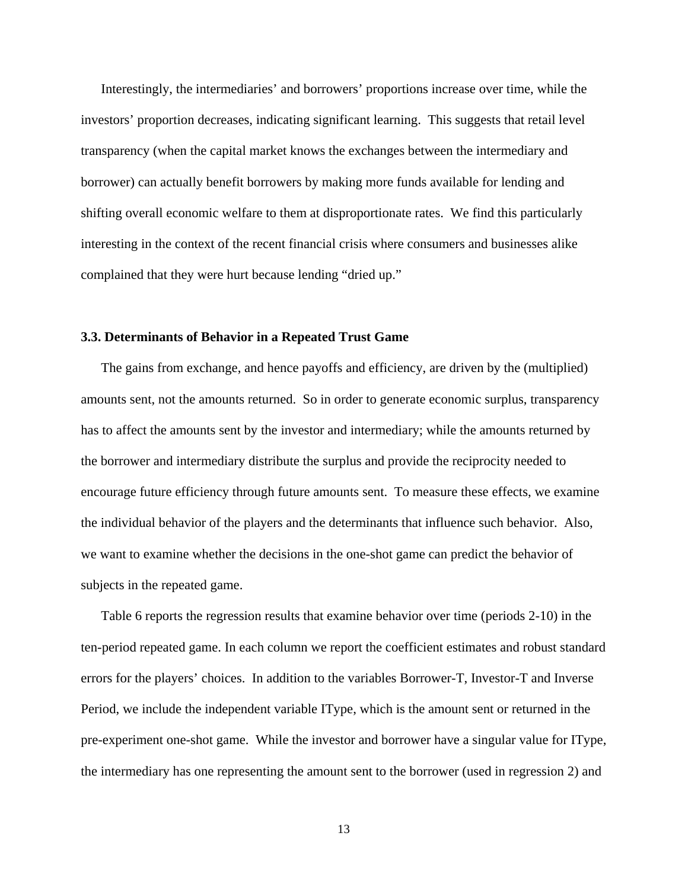Interestingly, the intermediaries' and borrowers' proportions increase over time, while the investors' proportion decreases, indicating significant learning. This suggests that retail level transparency (when the capital market knows the exchanges between the intermediary and borrower) can actually benefit borrowers by making more funds available for lending and shifting overall economic welfare to them at disproportionate rates. We find this particularly interesting in the context of the recent financial crisis where consumers and businesses alike complained that they were hurt because lending "dried up."

### 3.3. Determinants of Behavior in a Repeated Trust Game

The gains from exchange, and hence payoffs and efficiency, are driven by the (multiplied) amounts sent, not the amounts returned. So in order to generate economic surplus, transparency has to affect the amounts sent by the investor and intermediary; while the amounts returned by the borrower and intermediary distribute the surplus and provide the reciprocity needed to encourage future efficiency through future amounts sent. To measure these effects, we examine the individual behavior of the players and the determinants that influence such behavior. Also, we want to examine whether the decisions in the one-shot game can predict the behavior of subjects in the repeated game.

Table 6 reports the regression results that examine behavior over time (periods 2-10) in the ten-period repeated game. In each column we report the coefficient estimates and robust standard errors for the players' choices. In addition to the variables Borrower-T, Investor-T and Inverse Period, we include the independent variable IType, which is the amount sent or returned in the pre-experiment one-shot game. While the investor and borrower have a singular value for IType, the intermediary has one representing the amount sent to the borrower (used in regression 2) and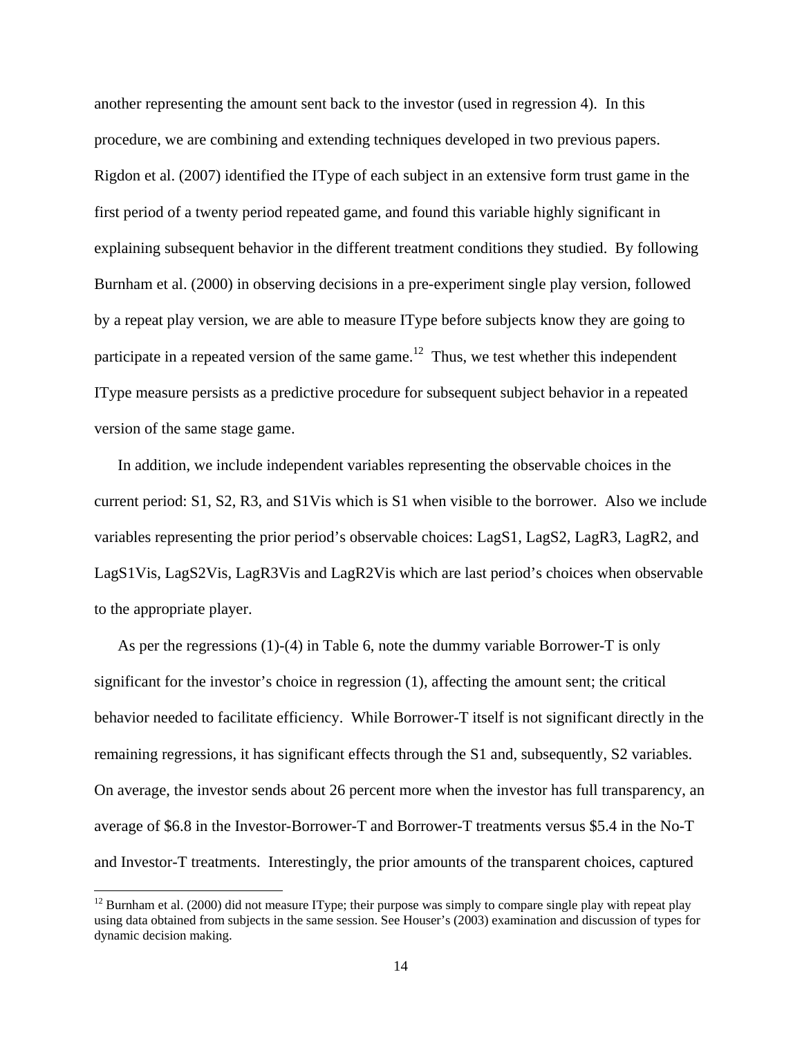another representing the amount sent back to the investor (used in regression 4). In this procedure, we are combining and extending techniques developed in two previous papers. Rigdon et al. (2007) identified the IType of each subject in an extensive form trust game in the first period of a twenty period repeated game, and found this variable highly significant in explaining subsequent behavior in the different treatment conditions they studied. By following Burnham et al. (2000) in observing decisions in a pre-experiment single play version, followed by a repeat play version, we are able to measure IType before subjects know they are going to participate in a repeated version of the same game.[12] Thus, we test whether this independent IType measure persists as a predictive procedure for subsequent subject behavior in a repeated version of the same stage game.

In addition, we include independent variables representing the observable choices in the current period: S1, S2, R3, and S1Vis which is S1 when visible to the borrower. Also we include variables representing the prior period's observable choices: LagS1, LagS2, LagR3, LagR2, and LagS1Vis, LagS2Vis, LagR3Vis and LagR2Vis which are last period's choices when observable to the appropriate player.

As per the regressions (1)-(4) in Table 6, note the dummy variable Borrower-T is only significant for the investor's choice in regression (1), affecting the amount sent; the critical behavior needed to facilitate efficiency. While Borrower-T itself is not significant directly in the remaining regressions, it has significant effects through the S1 and, subsequently, S2 variables. On average, the investor sends about 26 percent more when the investor has full transparency, an average of \$6.8 in the Investor-Borrower-T and Borrower-T treatments versus \$5.4 in the No-T and Investor-T treatments. Interestingly, the prior amounts of the transparent choices, captured

[12] Burnham et al. (2000) did not measure IType; their purpose was simply to compare single play with repeat play using data obtained from subjects in the same session. See Houser's (2003) examination and discussion of types for dynamic decision making.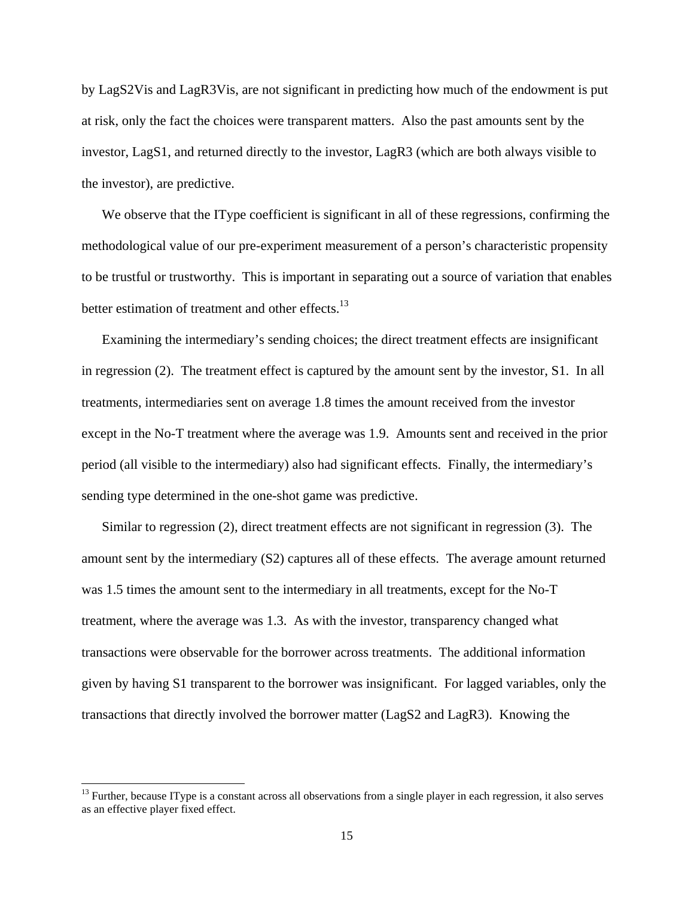by LagS2Vis and LagR3Vis, are not significant in predicting how much of the endowment is put at risk, only the fact the choices were transparent matters. Also the past amounts sent by the investor, LagS1, and returned directly to the investor, LagR3 (which are both always visible to the investor), are predictive.

We observe that the IType coefficient is significant in all of these regressions, confirming the methodological value of our pre-experiment measurement of a person's characteristic propensity to be trustful or trustworthy. This is important in separating out a source of variation that enables better estimation of treatment and other effects.[13]

Examining the intermediary's sending choices; the direct treatment effects are insignificant in regression (2). The treatment effect is captured by the amount sent by the investor, S1. In all treatments, intermediaries sent on average 1.8 times the amount received from the investor except in the No-T treatment where the average was 1.9. Amounts sent and received in the prior period (all visible to the intermediary) also had significant effects. Finally, the intermediary's sending type determined in the one-shot game was predictive.

Similar to regression (2), direct treatment effects are not significant in regression (3). The amount sent by the intermediary (S2) captures all of these effects. The average amount returned was 1.5 times the amount sent to the intermediary in all treatments, except for the No-T treatment, where the average was 1.3. As with the investor, transparency changed what transactions were observable for the borrower across treatments. The additional information given by having S1 transparent to the borrower was insignificant. For lagged variables, only the transactions that directly involved the borrower matter (LagS2 and LagR3). Knowing the

[13] Further, because IType is a constant across all observations from a single player in each regression, it also serves as an effective player fixed effect.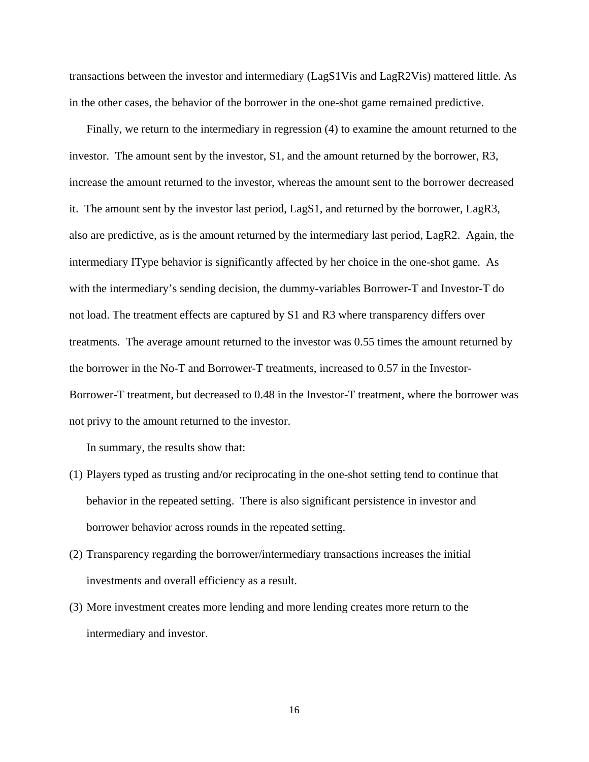transactions between the investor and intermediary (LagS1Vis and LagR2Vis) mattered little. As in the other cases, the behavior of the borrower in the one-shot game remained predictive.

Finally, we return to the intermediary in regression (4) to examine the amount returned to the investor. The amount sent by the investor, S1, and the amount returned by the borrower, R3, increase the amount returned to the investor, whereas the amount sent to the borrower decreased it. The amount sent by the investor last period, LagS1, and returned by the borrower, LagR3, also are predictive, as is the amount returned by the intermediary last period, LagR2. Again, the intermediary IType behavior is significantly affected by her choice in the one-shot game. As with the intermediary's sending decision, the dummy-variables Borrower-T and Investor-T do not load. The treatment effects are captured by S1 and R3 where transparency differs over treatments. The average amount returned to the investor was 0.55 times the amount returned by the borrower in the No-T and Borrower-T treatments, increased to 0.57 in the Investor-Borrower-T treatment, but decreased to 0.48 in the Investor-T treatment, where the borrower was not privy to the amount returned to the investor.

In summary, the results show that:

(1) Players typed as trusting and/or reciprocating in the one-shot setting tend to continue that behavior in the repeated setting. There is also significant persistence in investor and borrower behavior across rounds in the repeated setting.

(2) Transparency regarding the borrower/intermediary transactions increases the initial investments and overall efficiency as a result.

(3) More investment creates more lending and more lending creates more return to the intermediary and investor.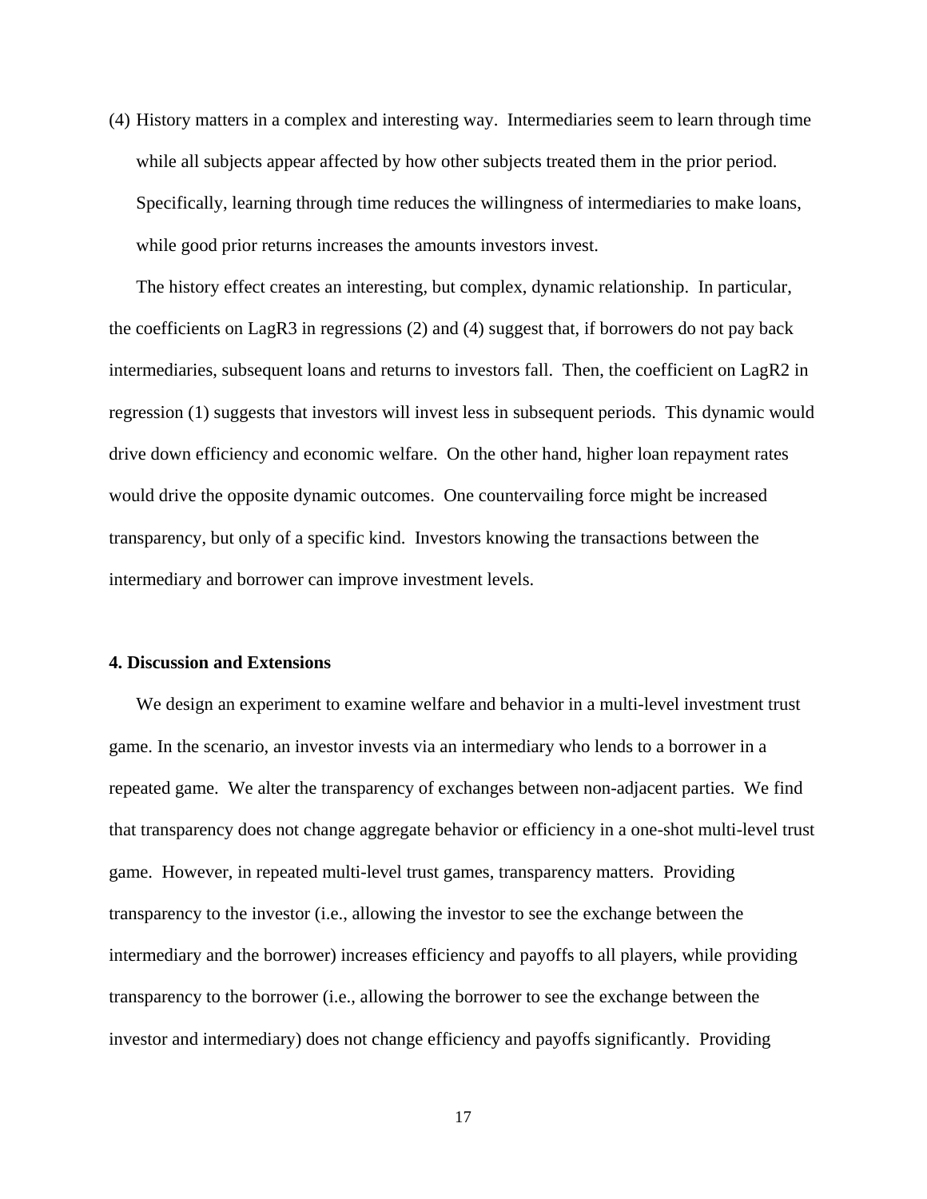(4) History matters in a complex and interesting way. Intermediaries seem to learn through time while all subjects appear affected by how other subjects treated them in the prior period. Specifically, learning through time reduces the willingness of intermediaries to make loans, while good prior returns increases the amounts investors invest.

The history effect creates an interesting, but complex, dynamic relationship. In particular, the coefficients on LagR3 in regressions (2) and (4) suggest that, if borrowers do not pay back intermediaries, subsequent loans and returns to investors fall. Then, the coefficient on LagR2 in regression (1) suggests that investors will invest less in subsequent periods. This dynamic would drive down efficiency and economic welfare. On the other hand, higher loan repayment rates would drive the opposite dynamic outcomes. One countervailing force might be increased transparency, but only of a specific kind. Investors knowing the transactions between the intermediary and borrower can improve investment levels.

## 4. Discussion and Extensions

We design an experiment to examine welfare and behavior in a multi-level investment trust game. In the scenario, an investor invests via an intermediary who lends to a borrower in a repeated game. We alter the transparency of exchanges between non-adjacent parties. We find that transparency does not change aggregate behavior or efficiency in a one-shot multi-level trust game. However, in repeated multi-level trust games, transparency matters. Providing transparency to the investor (i.e., allowing the investor to see the exchange between the intermediary and the borrower) increases efficiency and payoffs to all players, while providing transparency to the borrower (i.e., allowing the borrower to see the exchange between the investor and intermediary) does not change efficiency and payoffs significantly. Providing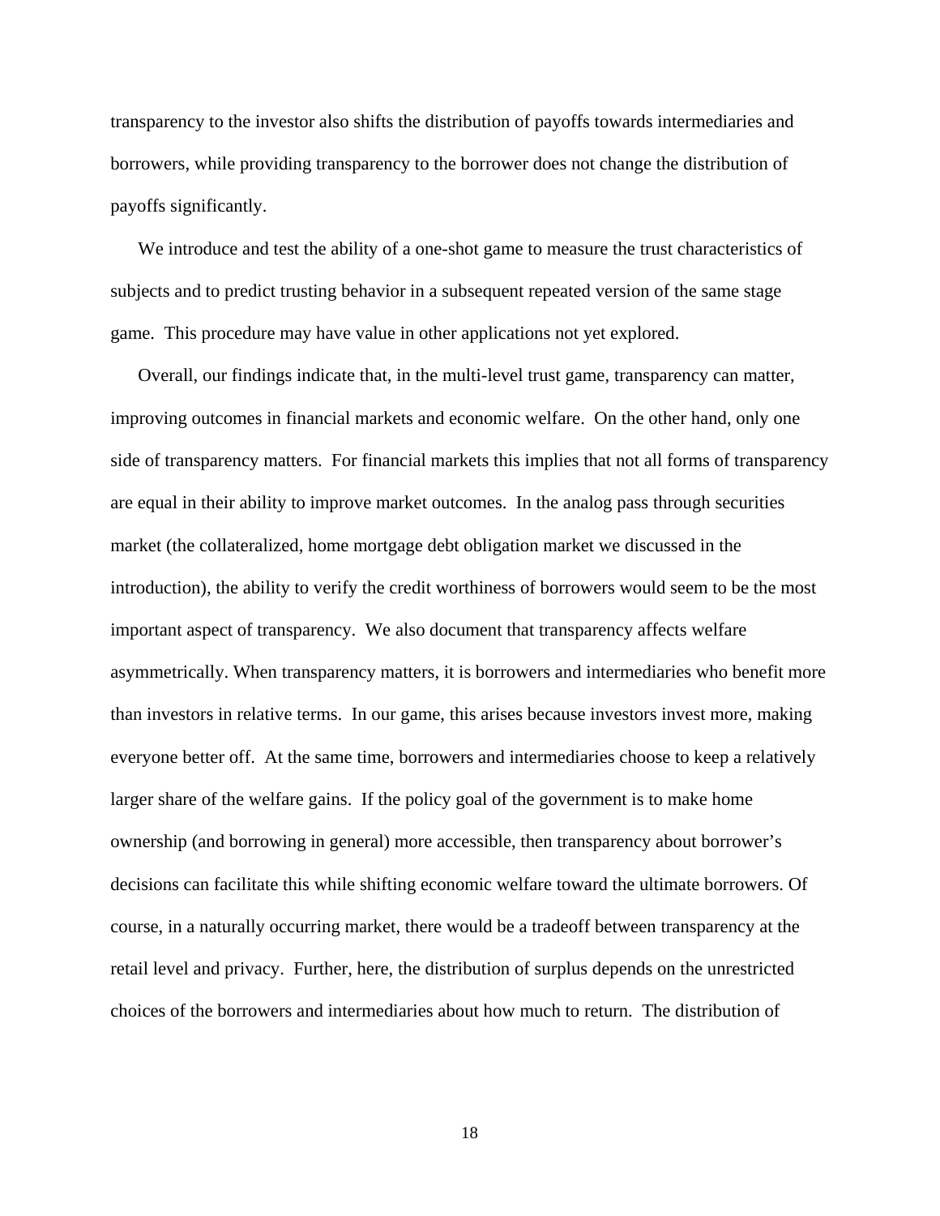transparency to the investor also shifts the distribution of payoffs towards intermediaries and borrowers, while providing transparency to the borrower does not change the distribution of payoffs significantly.

We introduce and test the ability of a one-shot game to measure the trust characteristics of subjects and to predict trusting behavior in a subsequent repeated version of the same stage game. This procedure may have value in other applications not yet explored.

Overall, our findings indicate that, in the multi-level trust game, transparency can matter, improving outcomes in financial markets and economic welfare. On the other hand, only one side of transparency matters. For financial markets this implies that not all forms of transparency are equal in their ability to improve market outcomes. In the analog pass through securities market (the collateralized, home mortgage debt obligation market we discussed in the introduction), the ability to verify the credit worthiness of borrowers would seem to be the most important aspect of transparency. We also document that transparency affects welfare asymmetrically. When transparency matters, it is borrowers and intermediaries who benefit more than investors in relative terms. In our game, this arises because investors invest more, making everyone better off. At the same time, borrowers and intermediaries choose to keep a relatively larger share of the welfare gains. If the policy goal of the government is to make home ownership (and borrowing in general) more accessible, then transparency about borrower's decisions can facilitate this while shifting economic welfare toward the ultimate borrowers. Of course, in a naturally occurring market, there would be a tradeoff between transparency at the retail level and privacy. Further, here, the distribution of surplus depends on the unrestricted choices of the borrowers and intermediaries about how much to return. The distribution of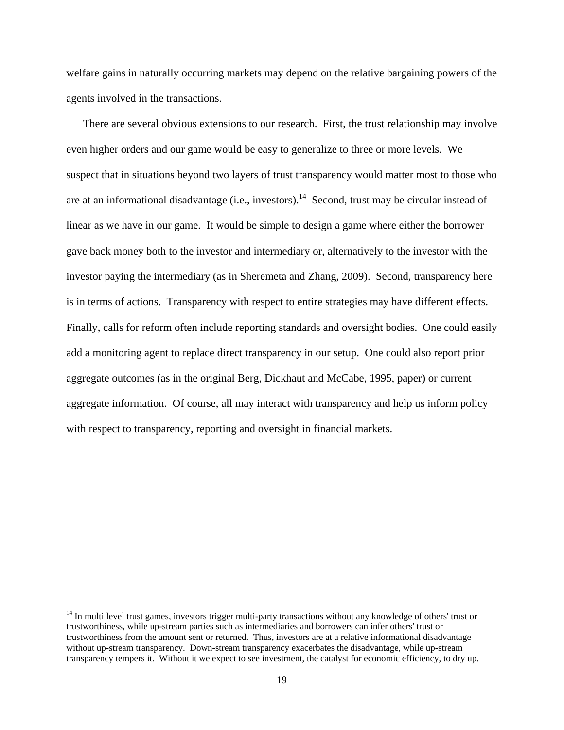welfare gains in naturally occurring markets may depend on the relative bargaining powers of the agents involved in the transactions.

There are several obvious extensions to our research. First, the trust relationship may involve even higher orders and our game would be easy to generalize to three or more levels. We suspect that in situations beyond two layers of trust transparency would matter most to those who are at an informational disadvantage (i.e., investors).[14] Second, trust may be circular instead of linear as we have in our game. It would be simple to design a game where either the borrower gave back money both to the investor and intermediary or, alternatively to the investor with the investor paying the intermediary (as in Sheremeta and Zhang, 2009). Second, transparency here is in terms of actions. Transparency with respect to entire strategies may have different effects. Finally, calls for reform often include reporting standards and oversight bodies. One could easily add a monitoring agent to replace direct transparency in our setup. One could also report prior aggregate outcomes (as in the original Berg, Dickhaut and McCabe, 1995, paper) or current aggregate information. Of course, all may interact with transparency and help us inform policy with respect to transparency, reporting and oversight in financial markets.

[14] In multi level trust games, investors trigger multi-party transactions without any knowledge of others' trust or trustworthiness, while up-stream parties such as intermediaries and borrowers can infer others' trust or trustworthiness from the amount sent or returned. Thus, investors are at a relative informational disadvantage without up-stream transparency. Down-stream transparency exacerbates the disadvantage, while up-stream transparency tempers it. Without it we expect to see investment, the catalyst for economic efficiency, to dry up.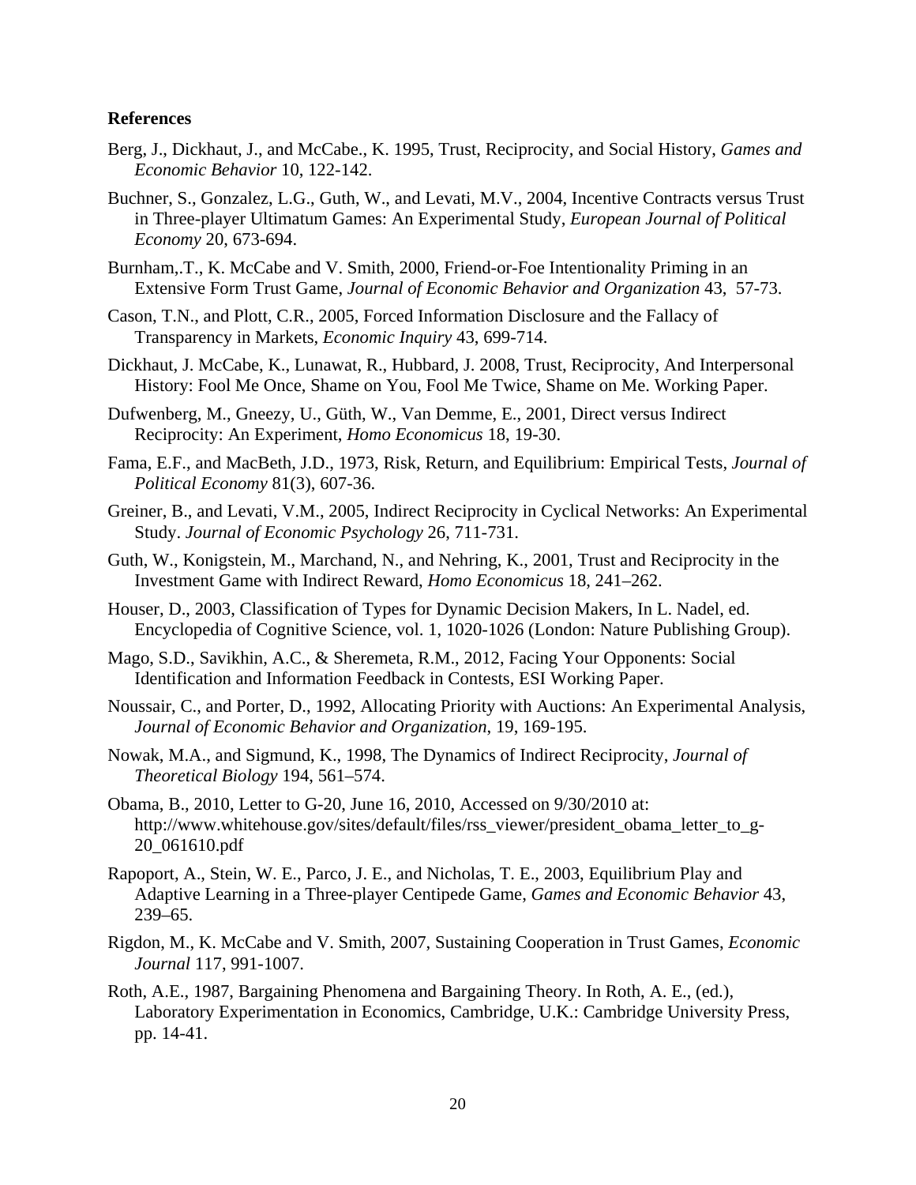**References**

Berg, J., Dickhaut, J., and McCabe., K. 1995, Trust, Reciprocity, and Social History, *Games and Economic Behavior* 10, 122-142.

Buchner, S., Gonzalez, L.G., Guth, W., and Levati, M.V., 2004, Incentive Contracts versus Trust in Three-player Ultimatum Games: An Experimental Study, *European Journal of Political Economy* 20, 673-694.

Burnham,.T., K. McCabe and V. Smith, 2000, Friend-or-Foe Intentionality Priming in an Extensive Form Trust Game, *Journal of Economic Behavior and Organization* 43, 57-73.

Cason, T.N., and Plott, C.R., 2005, Forced Information Disclosure and the Fallacy of Transparency in Markets, *Economic Inquiry* 43, 699-714.

Dickhaut, J. McCabe, K., Lunawat, R., Hubbard, J. 2008, Trust, Reciprocity, And Interpersonal History: Fool Me Once, Shame on You, Fool Me Twice, Shame on Me. Working Paper.

Dufwenberg, M., Gneezy, U., Güth, W., Van Demme, E., 2001, Direct versus Indirect Reciprocity: An Experiment, *Homo Economicus* 18, 19-30.

Fama, E.F., and MacBeth, J.D., 1973, Risk, Return, and Equilibrium: Empirical Tests, *Journal of Political Economy* 81(3), 607-36.

Greiner, B., and Levati, V.M., 2005, Indirect Reciprocity in Cyclical Networks: An Experimental Study. *Journal of Economic Psychology* 26, 711-731.

Guth, W., Konigstein, M., Marchand, N., and Nehring, K., 2001, Trust and Reciprocity in the Investment Game with Indirect Reward, *Homo Economicus* 18, 241–262.

Houser, D., 2003, Classification of Types for Dynamic Decision Makers, In L. Nadel, ed. Encyclopedia of Cognitive Science, vol. 1, 1020-1026 (London: Nature Publishing Group).

Mago, S.D., Savikhin, A.C., & Sheremeta, R.M., 2012, Facing Your Opponents: Social Identification and Information Feedback in Contests, ESI Working Paper.

Noussair, C., and Porter, D., 1992, Allocating Priority with Auctions: An Experimental Analysis, *Journal of Economic Behavior and Organization*, 19, 169-195.

Nowak, M.A., and Sigmund, K., 1998, The Dynamics of Indirect Reciprocity, *Journal of Theoretical Biology* 194, 561–574.

Obama, B., 2010, Letter to G-20, June 16, 2010, Accessed on 9/30/2010 at: http://www.whitehouse.gov/sites/default/files/rss_viewer/president_obama_letter_to_g-20_061610.pdf

Rapoport, A., Stein, W. E., Parco, J. E., and Nicholas, T. E., 2003, Equilibrium Play and Adaptive Learning in a Three-player Centipede Game, *Games and Economic Behavior* 43, 239–65.

Rigdon, M., K. McCabe and V. Smith, 2007, Sustaining Cooperation in Trust Games, *Economic Journal* 117, 991-1007.

Roth, A.E., 1987, Bargaining Phenomena and Bargaining Theory. In Roth, A. E., (ed.), Laboratory Experimentation in Economics, Cambridge, U.K.: Cambridge University Press, pp. 14-41.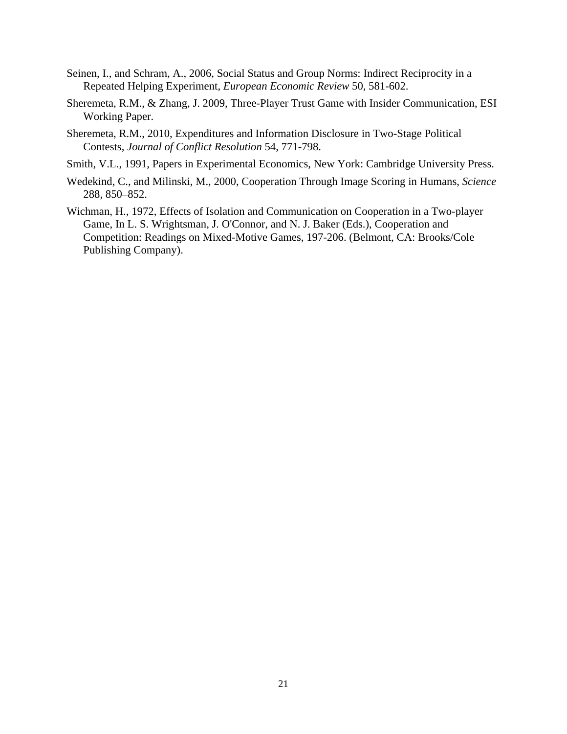Seinen, I., and Schram, A., 2006, Social Status and Group Norms: Indirect Reciprocity in a Repeated Helping Experiment, *European Economic Review* 50, 581-602.

Sheremeta, R.M., & Zhang, J. 2009, Three-Player Trust Game with Insider Communication, ESI Working Paper.

Sheremeta, R.M., 2010, Expenditures and Information Disclosure in Two-Stage Political Contests, *Journal of Conflict Resolution* 54, 771-798.

Smith, V.L., 1991, Papers in Experimental Economics, New York: Cambridge University Press.

Wedekind, C., and Milinski, M., 2000, Cooperation Through Image Scoring in Humans, *Science* 288, 850–852.

Wichman, H., 1972, Effects of Isolation and Communication on Cooperation in a Two-player Game, In L. S. Wrightsman, J. O'Connor, and N. J. Baker (Eds.), Cooperation and Competition: Readings on Mixed-Motive Games, 197-206. (Belmont, CA: Brooks/Cole Publishing Company).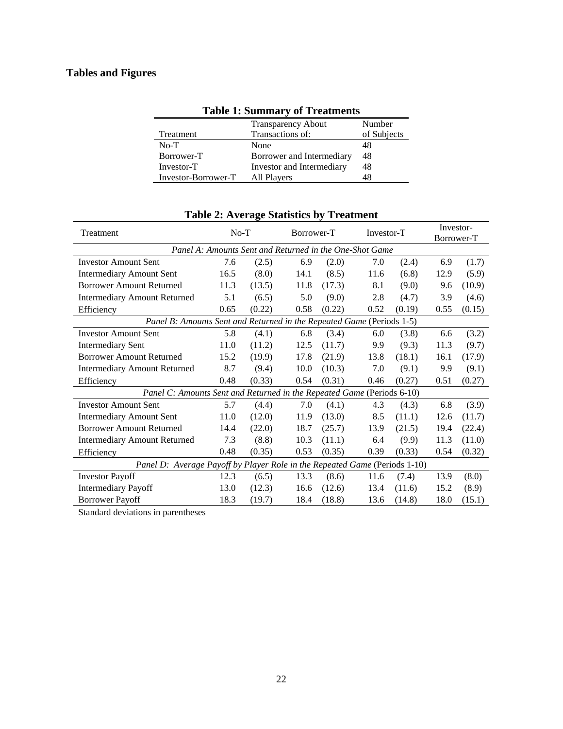## Tables and Figures

**Table 1: Summary of Treatments**

| Treatment | Transparency About Transactions of: | Number of Subjects |
|---|---|---|
| No-T | None | 48 |
| Borrower-T | Borrower and Intermediary | 48 |
| Investor-T | Investor and Intermediary | 48 |
| Investor-Borrower-T | All Players | 48 |

**Table 2: Average Statistics by Treatment**

| Treatment | No-T | | Borrower-T | | Investor-T | | Investor-Borrower-T | |
|---|---|---|---|---|---|---|---|---|
| *Panel A: Amounts Sent and Returned in the One-Shot Game* | | | | | | | | |
| Investor Amount Sent | 7.6 | (2.5) | 6.9 | (2.0) | 7.0 | (2.4) | 6.9 | (1.7) |
| Intermediary Amount Sent | 16.5 | (8.0) | 14.1 | (8.5) | 11.6 | (6.8) | 12.9 | (5.9) |
| Borrower Amount Returned | 11.3 | (13.5) | 11.8 | (17.3) | 8.1 | (9.0) | 9.6 | (10.9) |
| Intermediary Amount Returned | 5.1 | (6.5) | 5.0 | (9.0) | 2.8 | (4.7) | 3.9 | (4.6) |
| Efficiency | 0.65 | (0.22) | 0.58 | (0.22) | 0.52 | (0.19) | 0.55 | (0.15) |
| *Panel B: Amounts Sent and Returned in the Repeated Game* (Periods 1-5) | | | | | | | | |
| Investor Amount Sent | 5.8 | (4.1) | 6.8 | (3.4) | 6.0 | (3.8) | 6.6 | (3.2) |
| Intermediary Sent | 11.0 | (11.2) | 12.5 | (11.7) | 9.9 | (9.3) | 11.3 | (9.7) |
| Borrower Amount Returned | 15.2 | (19.9) | 17.8 | (21.9) | 13.8 | (18.1) | 16.1 | (17.9) |
| Intermediary Amount Returned | 8.7 | (9.4) | 10.0 | (10.3) | 7.0 | (9.1) | 9.9 | (9.1) |
| Efficiency | 0.48 | (0.33) | 0.54 | (0.31) | 0.46 | (0.27) | 0.51 | (0.27) |
| *Panel C: Amounts Sent and Returned in the Repeated Game* (Periods 6-10) | | | | | | | | |
| Investor Amount Sent | 5.7 | (4.4) | 7.0 | (4.1) | 4.3 | (4.3) | 6.8 | (3.9) |
| Intermediary Amount Sent | 11.0 | (12.0) | 11.9 | (13.0) | 8.5 | (11.1) | 12.6 | (11.7) |
| Borrower Amount Returned | 14.4 | (22.0) | 18.7 | (25.7) | 13.9 | (21.5) | 19.4 | (22.4) |
| Intermediary Amount Returned | 7.3 | (8.8) | 10.3 | (11.1) | 6.4 | (9.9) | 11.3 | (11.0) |
| Efficiency | 0.48 | (0.35) | 0.53 | (0.35) | 0.39 | (0.33) | 0.54 | (0.32) |
| *Panel D: Average Payoff by Player Role in the Repeated Game* (Periods 1-10) | | | | | | | | |
| Investor Payoff | 12.3 | (6.5) | 13.3 | (8.6) | 11.6 | (7.4) | 13.9 | (8.0) |
| Intermediary Payoff | 13.0 | (12.3) | 16.6 | (12.6) | 13.4 | (11.6) | 15.2 | (8.9) |
| Borrower Payoff | 18.3 | (19.7) | 18.4 | (18.8) | 13.6 | (14.8) | 18.0 | (15.1) |

Standard deviations in parentheses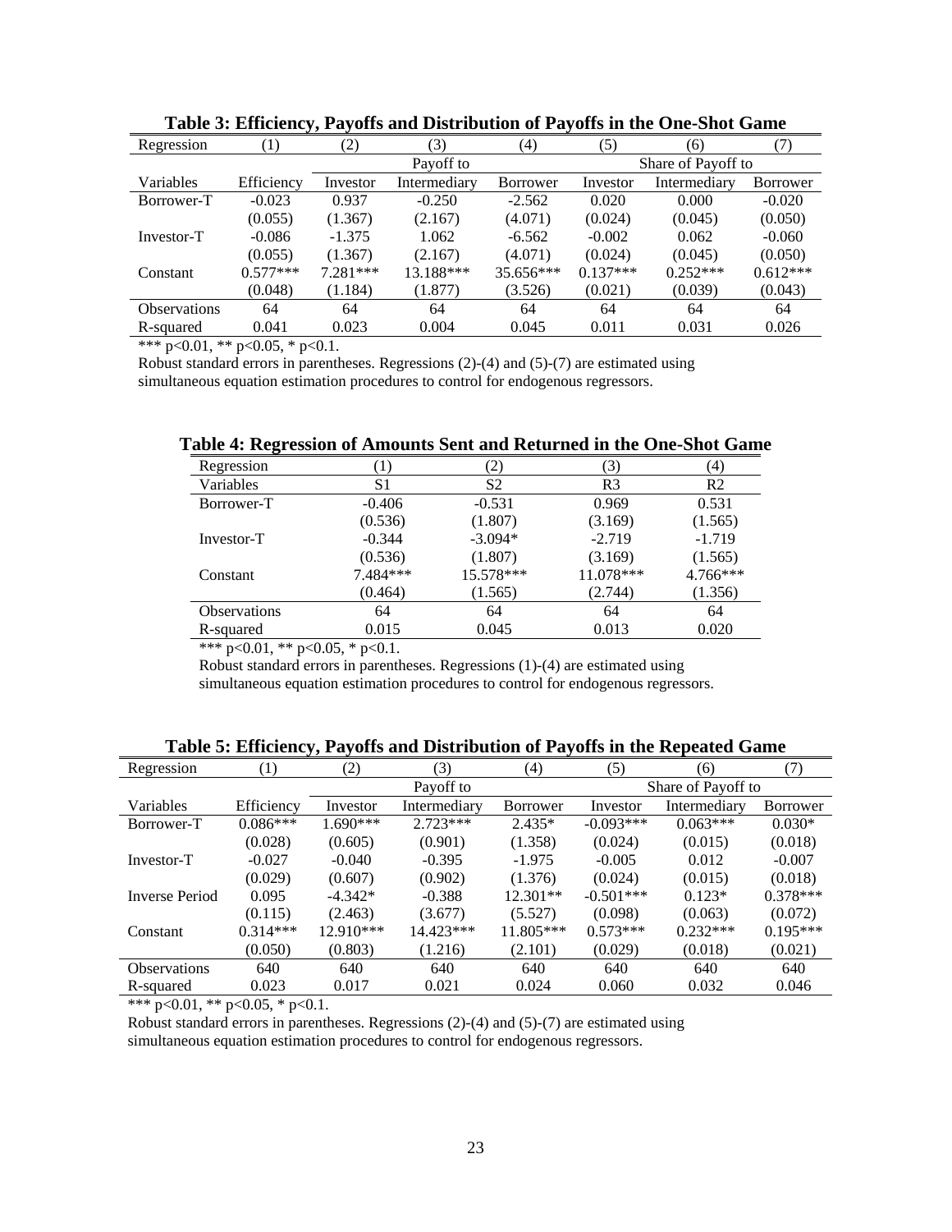**Table 3: Efficiency, Payoffs and Distribution of Payoffs in the One-Shot Game**

| Regression | (1) | (2) | (3) | (4) | (5) | (6) | (7) |
|---|---|---|---|---|---|---|---|
| | | Payoff to | | | Share of Payoff to | | |
| Variables | Efficiency | Investor | Intermediary | Borrower | Investor | Intermediary | Borrower |
| Borrower-T | -0.023 | 0.937 | -0.250 | -2.562 | 0.020 | 0.000 | -0.020 |
| | (0.055) | (1.367) | (2.167) | (4.071) | (0.024) | (0.045) | (0.050) |
| Investor-T | -0.086 | -1.375 | 1.062 | -6.562 | -0.002 | 0.062 | -0.060 |
| | (0.055) | (1.367) | (2.167) | (4.071) | (0.024) | (0.045) | (0.050) |
| Constant | 0.577*** | 7.281*** | 13.188*** | 35.656*** | 0.137*** | 0.252*** | 0.612*** |
| | (0.048) | (1.184) | (1.877) | (3.526) | (0.021) | (0.039) | (0.043) |
| Observations | 64 | 64 | 64 | 64 | 64 | 64 | 64 |
| R-squared | 0.041 | 0.023 | 0.004 | 0.045 | 0.011 | 0.031 | 0.026 |

*** p<0.01, ** p<0.05, * p<0.1.

Robust standard errors in parentheses. Regressions (2)-(4) and (5)-(7) are estimated using simultaneous equation estimation procedures to control for endogenous regressors.

**Table 4: Regression of Amounts Sent and Returned in the One-Shot Game**

| Regression | (1) | (2) | (3) | (4) |
|---|---|---|---|---|
| Variables | S1 | S2 | R3 | R2 |
| Borrower-T | -0.406 | -0.531 | 0.969 | 0.531 |
| | (0.536) | (1.807) | (3.169) | (1.565) |
| Investor-T | -0.344 | -3.094* | -2.719 | -1.719 |
| | (0.536) | (1.807) | (3.169) | (1.565) |
| Constant | 7.484*** | 15.578*** | 11.078*** | 4.766*** |
| | (0.464) | (1.565) | (2.744) | (1.356) |
| Observations | 64 | 64 | 64 | 64 |
| R-squared | 0.015 | 0.045 | 0.013 | 0.020 |

*** p<0.01, ** p<0.05, * p<0.1.

Robust standard errors in parentheses. Regressions (1)-(4) are estimated using simultaneous equation estimation procedures to control for endogenous regressors.

**Table 5: Efficiency, Payoffs and Distribution of Payoffs in the Repeated Game**

| Regression | (1) | (2) | (3) | (4) | (5) | (6) | (7) |
|---|---|---|---|---|---|---|---|
| | | Payoff to | | | Share of Payoff to | | |
| Variables | Efficiency | Investor | Intermediary | Borrower | Investor | Intermediary | Borrower |
| Borrower-T | 0.086*** | 1.690*** | 2.723*** | 2.435* | -0.093*** | 0.063*** | 0.030* |
| | (0.028) | (0.605) | (0.901) | (1.358) | (0.024) | (0.015) | (0.018) |
| Investor-T | -0.027 | -0.040 | -0.395 | -1.975 | -0.005 | 0.012 | -0.007 |
| | (0.029) | (0.607) | (0.902) | (1.376) | (0.024) | (0.015) | (0.018) |
| Inverse Period | 0.095 | -4.342* | -0.388 | 12.301** | -0.501*** | 0.123* | 0.378*** |
| | (0.115) | (2.463) | (3.677) | (5.527) | (0.098) | (0.063) | (0.072) |
| Constant | 0.314*** | 12.910*** | 14.423*** | 11.805*** | 0.573*** | 0.232*** | 0.195*** |
| | (0.050) | (0.803) | (1.216) | (2.101) | (0.029) | (0.018) | (0.021) |
| Observations | 640 | 640 | 640 | 640 | 640 | 640 | 640 |
| R-squared | 0.023 | 0.017 | 0.021 | 0.024 | 0.060 | 0.032 | 0.046 |

*** p<0.01, ** p<0.05, * p<0.1.

Robust standard errors in parentheses. Regressions (2)-(4) and (5)-(7) are estimated using simultaneous equation estimation procedures to control for endogenous regressors.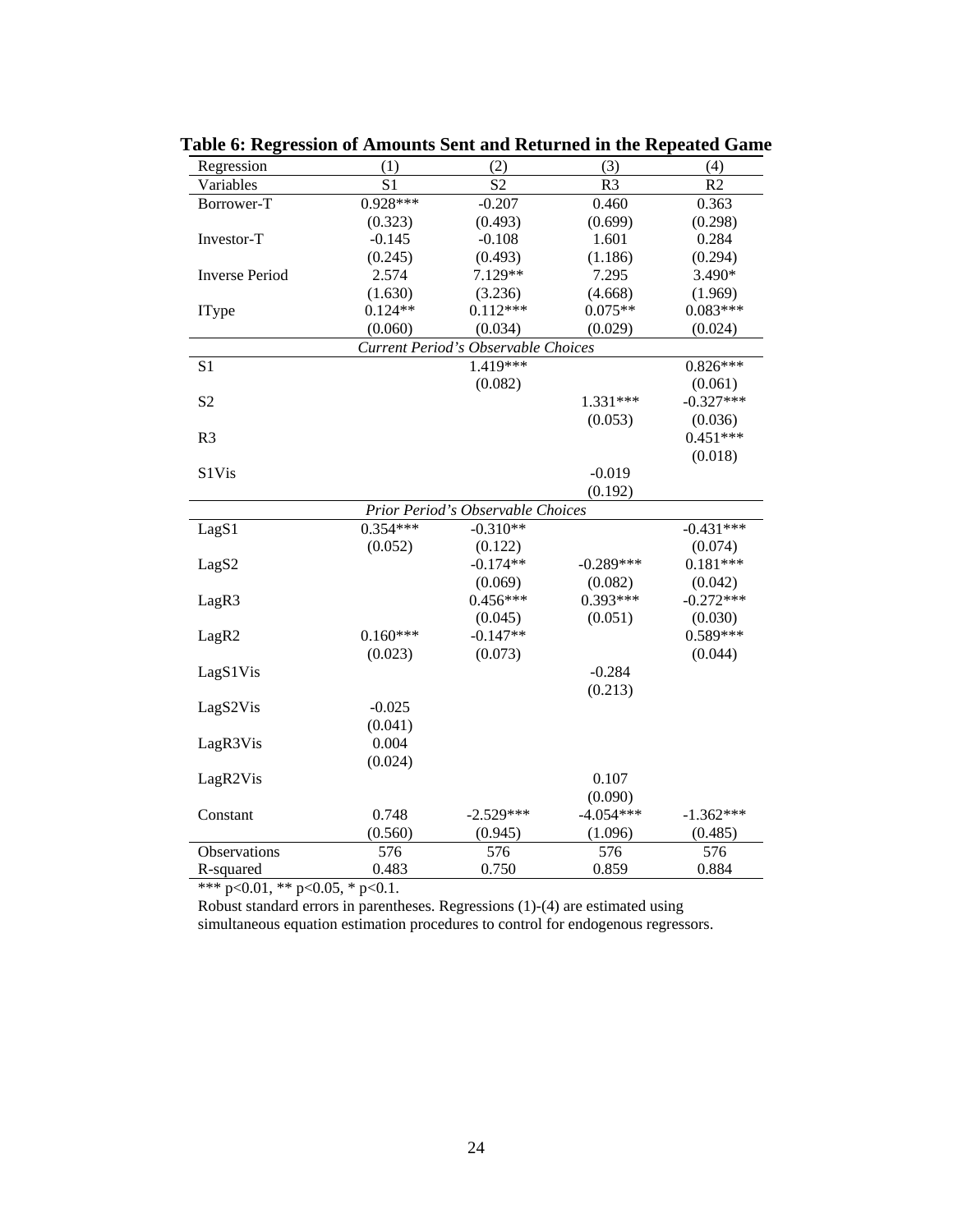**Table 6: Regression of Amounts Sent and Returned in the Repeated Game**

| Regression | (1) | (2) | (3) | (4) |
|---|---|---|---|---|
| Variables | S1 | S2 | R3 | R2 |
| Borrower-T | 0.928*** | -0.207 | 0.460 | 0.363 |
| | (0.323) | (0.493) | (0.699) | (0.298) |
| Investor-T | -0.145 | -0.108 | 1.601 | 0.284 |
| | (0.245) | (0.493) | (1.186) | (0.294) |
| Inverse Period | 2.574 | 7.129** | 7.295 | 3.490* |
| | (1.630) | (3.236) | (4.668) | (1.969) |
| IType | 0.124** | 0.112*** | 0.075** | 0.083*** |
| | (0.060) | (0.034) | (0.029) | (0.024) |
| | | *Current Period's Observable Choices* | | |
| S1 | | 1.419*** | | 0.826*** |
| | | (0.082) | | (0.061) |
| S2 | | | 1.331*** | -0.327*** |
| | | | (0.053) | (0.036) |
| R3 | | | | 0.451*** |
| | | | | (0.018) |
| S1Vis | | | -0.019 | |
| | | | (0.192) | |
| | | *Prior Period's Observable Choices* | | |
| LagS1 | 0.354*** | -0.310** | | -0.431*** |
| | (0.052) | (0.122) | | (0.074) |
| LagS2 | | -0.174** | -0.289*** | 0.181*** |
| | | (0.069) | (0.082) | (0.042) |
| LagR3 | | 0.456*** | 0.393*** | -0.272*** |
| | | (0.045) | (0.051) | (0.030) |
| LagR2 | 0.160*** | -0.147** | | 0.589*** |
| | (0.023) | (0.073) | | (0.044) |
| LagS1Vis | | | -0.284 | |
| | | | (0.213) | |
| LagS2Vis | -0.025 | | | |
| | (0.041) | | | |
| LagR3Vis | 0.004 | | | |
| | (0.024) | | | |
| LagR2Vis | | | 0.107 | |
| | | | (0.090) | |
| Constant | 0.748 | -2.529*** | -4.054*** | -1.362*** |
| | (0.560) | (0.945) | (1.096) | (0.485) |
| Observations | 576 | 576 | 576 | 576 |
| R-squared | 0.483 | 0.750 | 0.859 | 0.884 |

*** p<0.01, ** p<0.05, * p<0.1.

Robust standard errors in parentheses. Regressions (1)-(4) are estimated using simultaneous equation estimation procedures to control for endogenous regressors.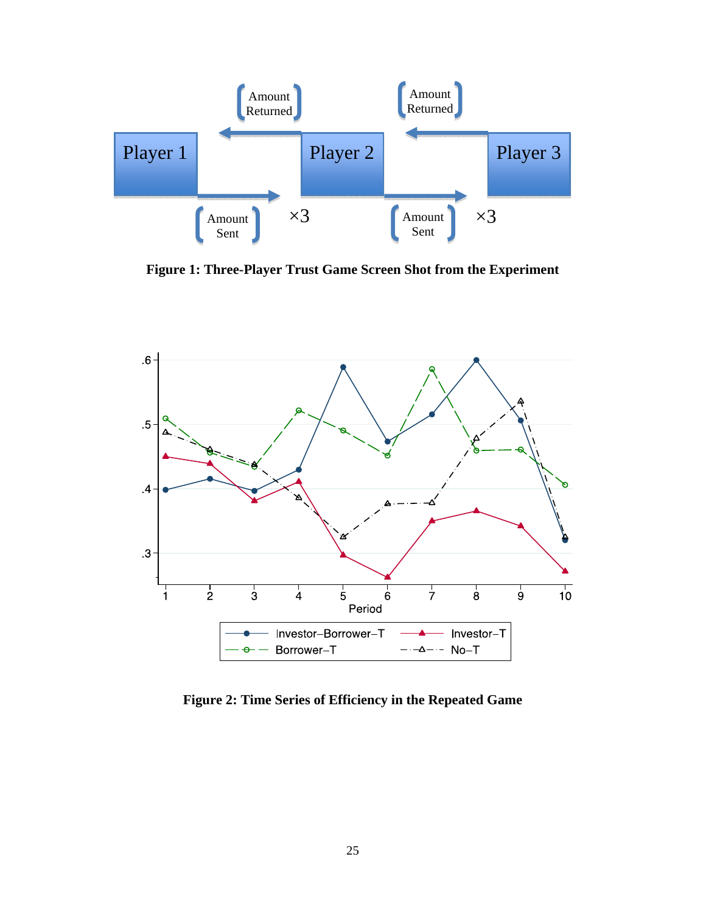**Figure 1: Three-Player Trust Game Screen Shot from the Experiment**

**Figure 2: Time Series of Efficiency in the Repeated Game**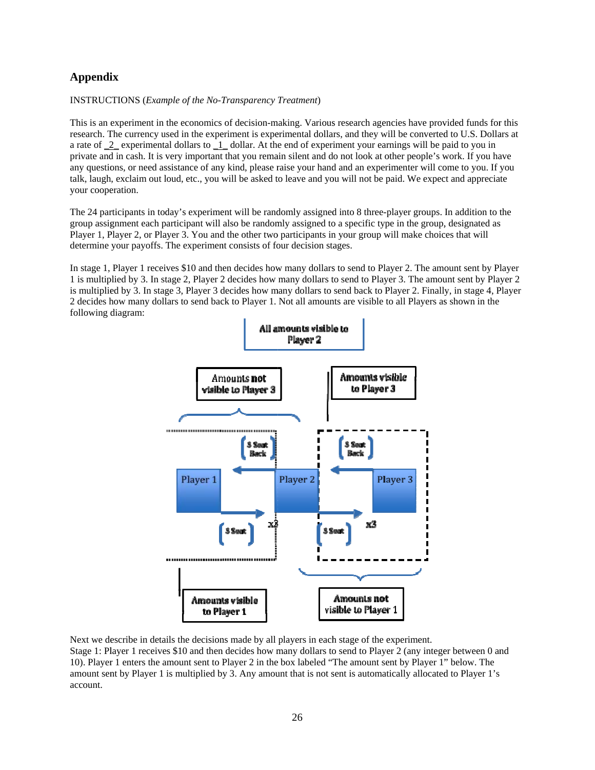## Appendix

INSTRUCTIONS (*Example of the No-Transparency Treatment*)

This is an experiment in the economics of decision-making. Various research agencies have provided funds for this research. The currency used in the experiment is experimental dollars, and they will be converted to U.S. Dollars at a rate of _2_ experimental dollars to _1_ dollar. At the end of experiment your earnings will be paid to you in private and in cash. It is very important that you remain silent and do not look at other people's work. If you have any questions, or need assistance of any kind, please raise your hand and an experimenter will come to you. If you talk, laugh, exclaim out loud, etc., you will be asked to leave and you will not be paid. We expect and appreciate your cooperation.

The 24 participants in today's experiment will be randomly assigned into 8 three-player groups. In addition to the group assignment each participant will also be randomly assigned to a specific type in the group, designated as Player 1, Player 2, or Player 3. You and the other two participants in your group will make choices that will determine your payoffs. The experiment consists of four decision stages.

In stage 1, Player 1 receives $10 and then decides how many dollars to send to Player 2. The amount sent by Player 1 is multiplied by 3. In stage 2, Player 2 decides how many dollars to send to Player 3. The amount sent by Player 2 is multiplied by 3. In stage 3, Player 3 decides how many dollars to send back to Player 2. Finally, in stage 4, Player 2 decides how many dollars to send back to Player 1. Not all amounts are visible to all Players as shown in the following diagram:

All amounts visible to Player 2

Amounts not visible to Player 3 | Amounts visible to Player 3

$ Sent Back | $ Sent Back

Player 1 | Player 2 | Player 3

$ Sent x3 | $ Sent x3

Amounts visible to Player 1 | Amounts not visible to Player 1

Next we describe in details the decisions made by all players in each stage of the experiment.
Stage 1: Player 1 receives $10 and then decides how many dollars to send to Player 2 (any integer between 0 and 10). Player 1 enters the amount sent to Player 2 in the box labeled "The amount sent by Player 1" below. The amount sent by Player 1 is multiplied by 3. Any amount that is not sent is automatically allocated to Player 1's account.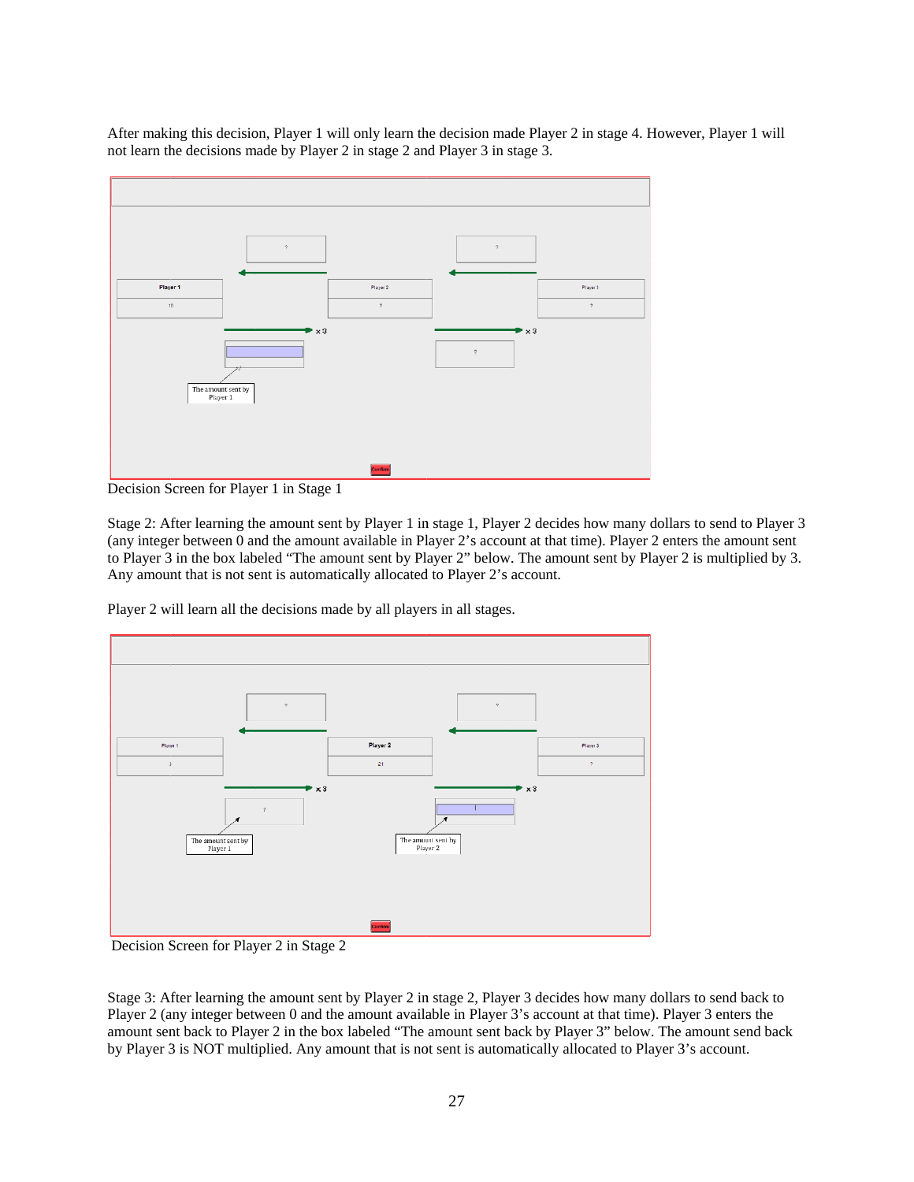After making this decision, Player 1 will only learn the decision made Player 2 in stage 4. However, Player 1 will not learn the decisions made by Player 2 in stage 2 and Player 3 in stage 3.

Decision Screen for Player 1 in Stage 1

Stage 2: After learning the amount sent by Player 1 in stage 1, Player 2 decides how many dollars to send to Player 3 (any integer between 0 and the amount available in Player 2's account at that time). Player 2 enters the amount sent to Player 3 in the box labeled "The amount sent by Player 2" below. The amount sent by Player 2 is multiplied by 3. Any amount that is not sent is automatically allocated to Player 2's account.

Player 2 will learn all the decisions made by all players in all stages.

Decision Screen for Player 2 in Stage 2

Stage 3: After learning the amount sent by Player 2 in stage 2, Player 3 decides how many dollars to send back to Player 2 (any integer between 0 and the amount available in Player 3's account at that time). Player 3 enters the amount sent back to Player 2 in the box labeled "The amount sent back by Player 3" below. The amount send back by Player 3 is NOT multiplied. Any amount that is not sent is automatically allocated to Player 3's account.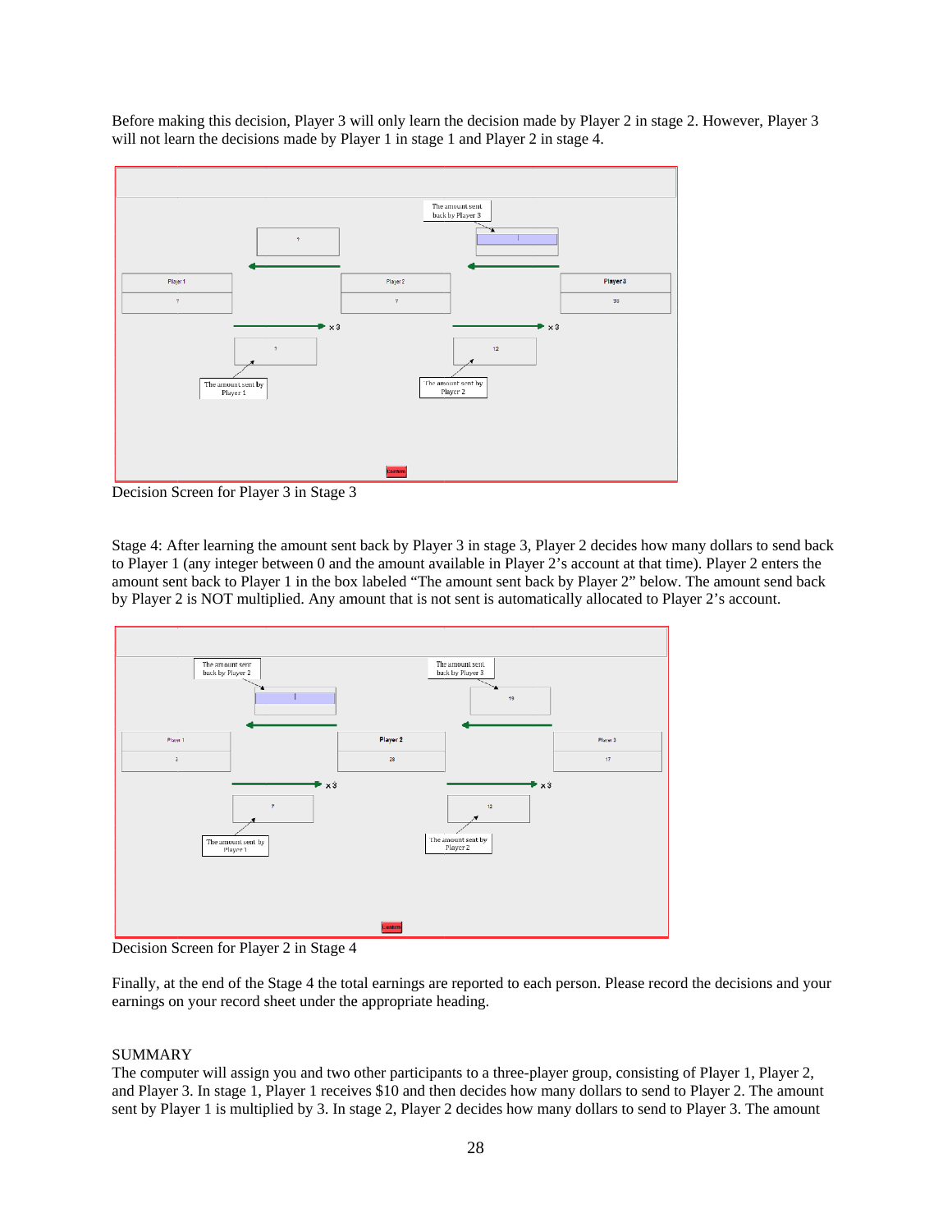Before making this decision, Player 3 will only learn the decision made by Player 2 in stage 2. However, Player 3 will not learn the decisions made by Player 1 in stage 1 and Player 2 in stage 4.

Decision Screen for Player 3 in Stage 3

Stage 4: After learning the amount sent back by Player 3 in stage 3, Player 2 decides how many dollars to send back to Player 1 (any integer between 0 and the amount available in Player 2's account at that time). Player 2 enters the amount sent back to Player 1 in the box labeled "The amount sent back by Player 2" below. The amount send back by Player 2 is NOT multiplied. Any amount that is not sent is automatically allocated to Player 2's account.

Decision Screen for Player 2 in Stage 4

Finally, at the end of the Stage 4 the total earnings are reported to each person. Please record the decisions and your earnings on your record sheet under the appropriate heading.

SUMMARY

The computer will assign you and two other participants to a three-player group, consisting of Player 1, Player 2, and Player 3. In stage 1, Player 1 receives $10 and then decides how many dollars to send to Player 2. The amount sent by Player 1 is multiplied by 3. In stage 2, Player 2 decides how many dollars to send to Player 3. The amount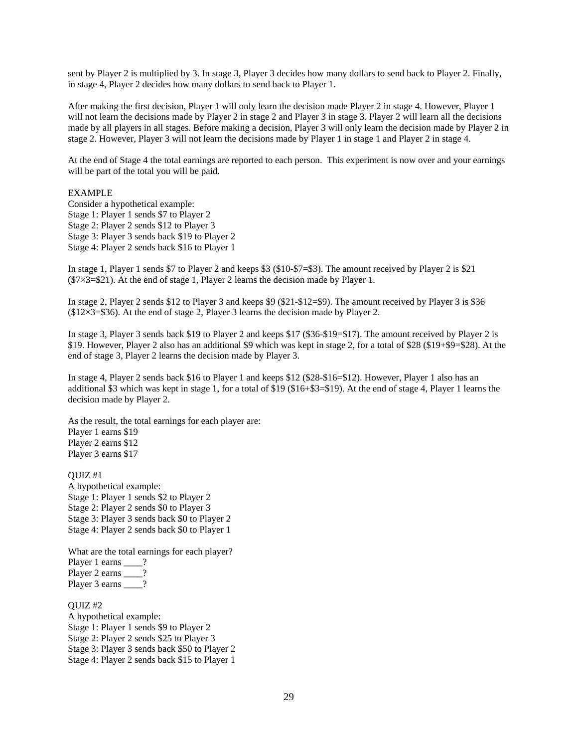sent by Player 2 is multiplied by 3. In stage 3, Player 3 decides how many dollars to send back to Player 2. Finally, in stage 4, Player 2 decides how many dollars to send back to Player 1.

After making the first decision, Player 1 will only learn the decision made Player 2 in stage 4. However, Player 1 will not learn the decisions made by Player 2 in stage 2 and Player 3 in stage 3. Player 2 will learn all the decisions made by all players in all stages. Before making a decision, Player 3 will only learn the decision made by Player 2 in stage 2. However, Player 3 will not learn the decisions made by Player 1 in stage 1 and Player 2 in stage 4.

At the end of Stage 4 the total earnings are reported to each person. This experiment is now over and your earnings will be part of the total you will be paid.

EXAMPLE
Consider a hypothetical example:
Stage 1: Player 1 sends $7 to Player 2
Stage 2: Player 2 sends $12 to Player 3
Stage 3: Player 3 sends back $19 to Player 2
Stage 4: Player 2 sends back $16 to Player 1

In stage 1, Player 1 sends $7 to Player 2 and keeps $3 ($10-$7=$3). The amount received by Player 2 is $21 ($7×3=$21). At the end of stage 1, Player 2 learns the decision made by Player 1.

In stage 2, Player 2 sends $12 to Player 3 and keeps $9 ($21-$12=$9). The amount received by Player 3 is $36 ($12×3=$36). At the end of stage 2, Player 3 learns the decision made by Player 2.

In stage 3, Player 3 sends back $19 to Player 2 and keeps $17 ($36-$19=$17). The amount received by Player 2 is $19. However, Player 2 also has an additional $9 which was kept in stage 2, for a total of $28 ($19+$9=$28). At the end of stage 3, Player 2 learns the decision made by Player 3.

In stage 4, Player 2 sends back $16 to Player 1 and keeps $12 ($28-$16=$12). However, Player 1 also has an additional $3 which was kept in stage 1, for a total of $19 ($16+$3=$19). At the end of stage 4, Player 1 learns the decision made by Player 2.

As the result, the total earnings for each player are:
Player 1 earns $19
Player 2 earns $12
Player 3 earns $17

QUIZ #1
A hypothetical example:
Stage 1: Player 1 sends $2 to Player 2
Stage 2: Player 2 sends $0 to Player 3
Stage 3: Player 3 sends back $0 to Player 2
Stage 4: Player 2 sends back $0 to Player 1

What are the total earnings for each player?
Player 1 earns ____?
Player 2 earns ____?
Player 3 earns ____?

QUIZ #2
A hypothetical example:
Stage 1: Player 1 sends $9 to Player 2
Stage 2: Player 2 sends $25 to Player 3
Stage 3: Player 3 sends back $50 to Player 2
Stage 4: Player 2 sends back $15 to Player 1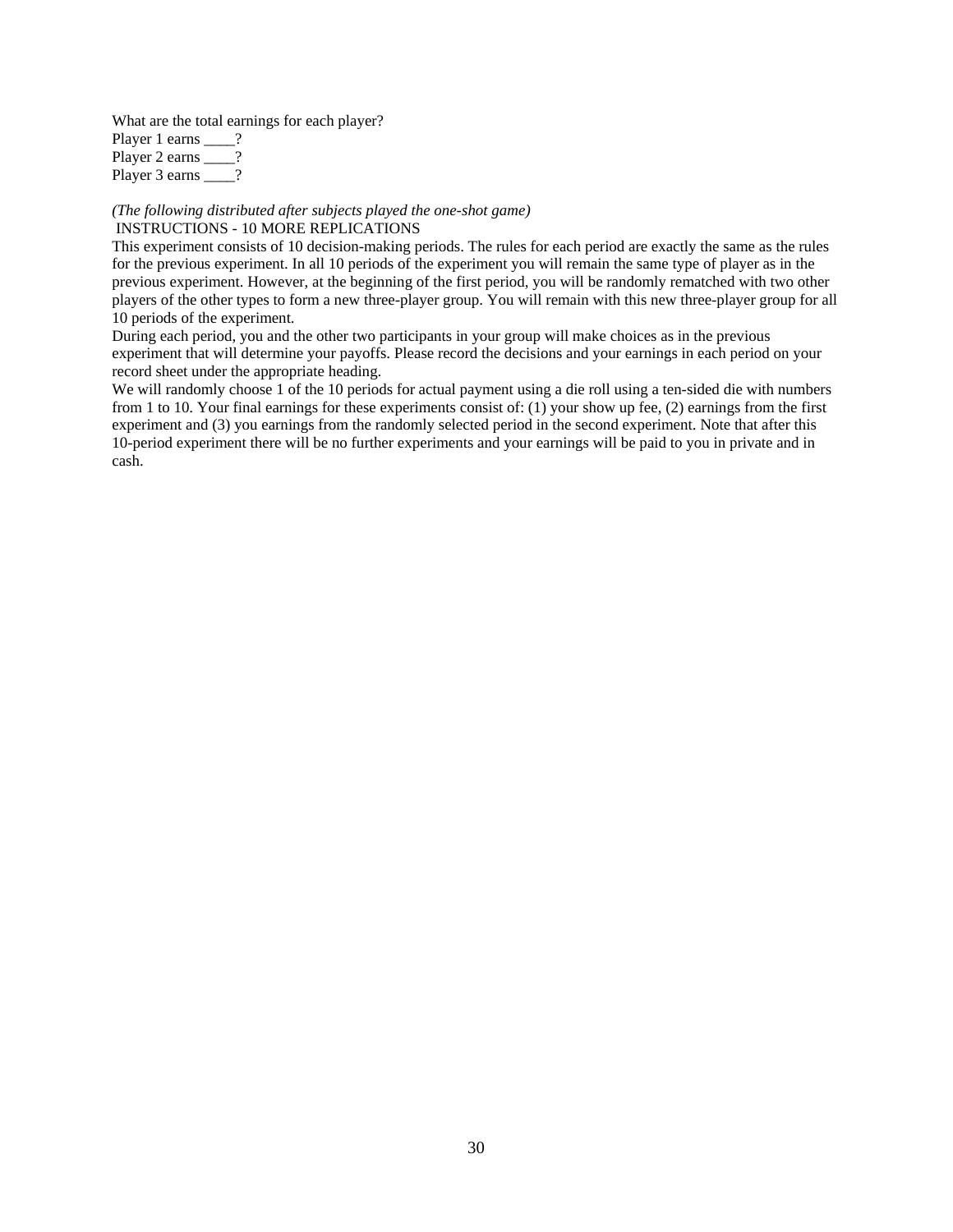What are the total earnings for each player?

Player 1 earns ____?

Player 2 earns ____?

Player 3 earns ____?

*(The following distributed after subjects played the one-shot game)*

INSTRUCTIONS - 10 MORE REPLICATIONS

This experiment consists of 10 decision-making periods. The rules for each period are exactly the same as the rules for the previous experiment. In all 10 periods of the experiment you will remain the same type of player as in the previous experiment. However, at the beginning of the first period, you will be randomly rematched with two other players of the other types to form a new three-player group. You will remain with this new three-player group for all 10 periods of the experiment.

During each period, you and the other two participants in your group will make choices as in the previous experiment that will determine your payoffs. Please record the decisions and your earnings in each period on your record sheet under the appropriate heading.

We will randomly choose 1 of the 10 periods for actual payment using a die roll using a ten-sided die with numbers from 1 to 10. Your final earnings for these experiments consist of: (1) your show up fee, (2) earnings from the first experiment and (3) you earnings from the randomly selected period in the second experiment. Note that after this 10-period experiment there will be no further experiments and your earnings will be paid to you in private and in cash.